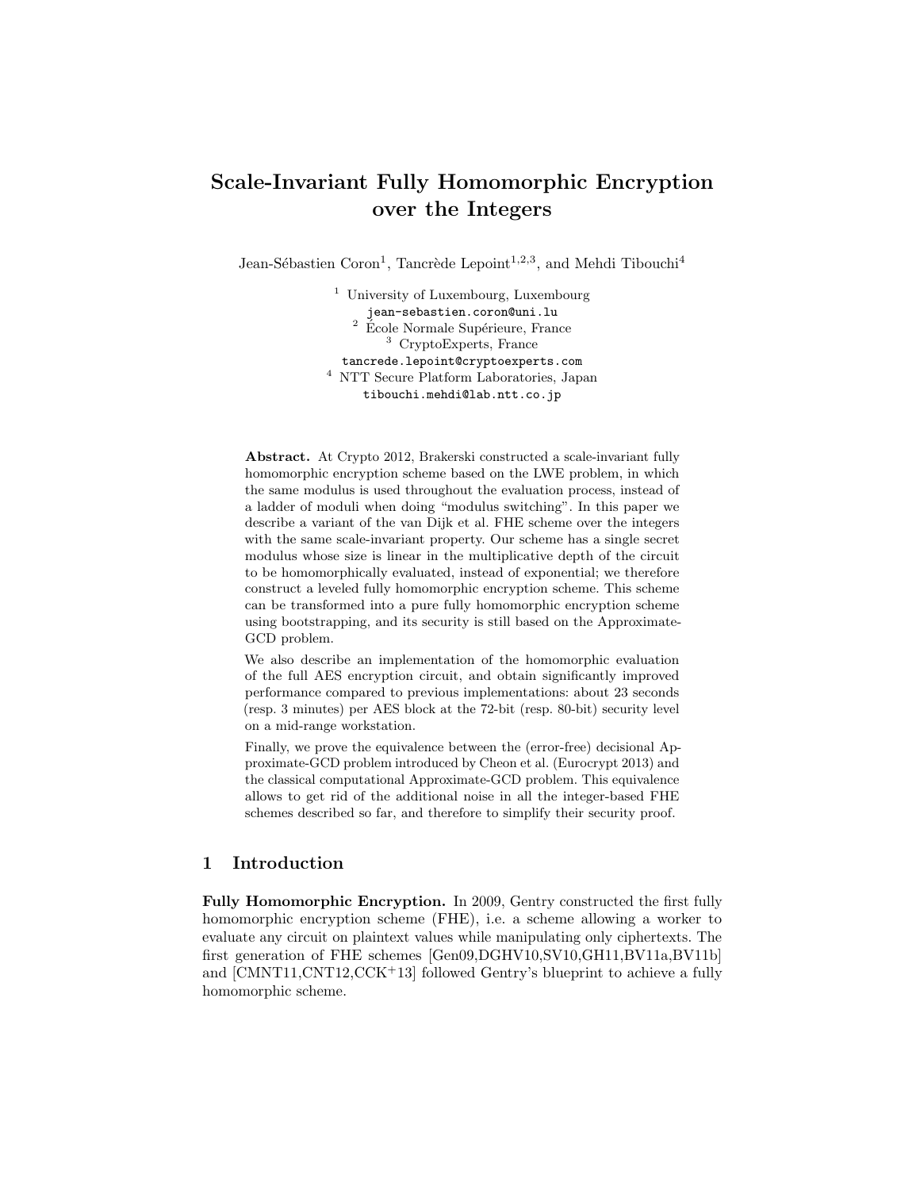# Scale-Invariant Fully Homomorphic Encryption over the Integers

Jean-Sébastien Coron[1], Tancrède Lepoint[1,2,3], and Mehdi Tibouchi[4]

[1] University of Luxembourg, Luxembourg
jean-sebastien.coron@uni.lu
[2] École Normale Supérieure, France
[3] CryptoExperts, France
tancrede.lepoint@cryptoexperts.com
[4] NTT Secure Platform Laboratories, Japan
tibouchi.mehdi@lab.ntt.co.jp

**Abstract.** At Crypto 2012, Brakerski constructed a scale-invariant fully homomorphic encryption scheme based on the LWE problem, in which the same modulus is used throughout the evaluation process, instead of a ladder of moduli when doing "modulus switching". In this paper we describe a variant of the van Dijk et al. FHE scheme over the integers with the same scale-invariant property. Our scheme has a single secret modulus whose size is linear in the multiplicative depth of the circuit to be homomorphically evaluated, instead of exponential; we therefore construct a leveled fully homomorphic encryption scheme. This scheme can be transformed into a pure fully homomorphic encryption scheme using bootstrapping, and its security is still based on the Approximate-GCD problem.

We also describe an implementation of the homomorphic evaluation of the full AES encryption circuit, and obtain significantly improved performance compared to previous implementations: about 23 seconds (resp. 3 minutes) per AES block at the 72-bit (resp. 80-bit) security level on a mid-range workstation.

Finally, we prove the equivalence between the (error-free) decisional Approximate-GCD problem introduced by Cheon et al. (Eurocrypt 2013) and the classical computational Approximate-GCD problem. This equivalence allows to get rid of the additional noise in all the integer-based FHE schemes described so far, and therefore to simplify their security proof.

## 1 Introduction

**Fully Homomorphic Encryption.** In 2009, Gentry constructed the first fully homomorphic encryption scheme (FHE), i.e. a scheme allowing a worker to evaluate any circuit on plaintext values while manipulating only ciphertexts. The first generation of FHE schemes [Gen09,DGHV10,SV10,GH11,BV11a,BV11b] and [CMNT11,CNT12,CCK+13] followed Gentry's blueprint to achieve a fully homomorphic scheme.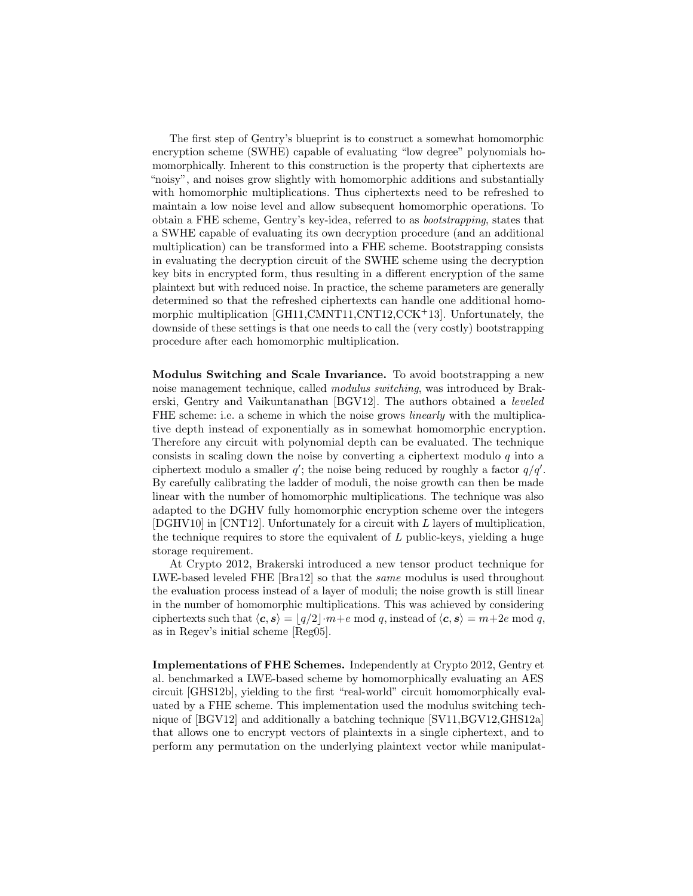The first step of Gentry's blueprint is to construct a somewhat homomorphic encryption scheme (SWHE) capable of evaluating "low degree" polynomials homomorphically. Inherent to this construction is the property that ciphertexts are "noisy", and noises grow slightly with homomorphic additions and substantially with homomorphic multiplications. Thus ciphertexts need to be refreshed to maintain a low noise level and allow subsequent homomorphic operations. To obtain a FHE scheme, Gentry's key-idea, referred to as *bootstrapping*, states that a SWHE capable of evaluating its own decryption procedure (and an additional multiplication) can be transformed into a FHE scheme. Bootstrapping consists in evaluating the decryption circuit of the SWHE scheme using the decryption key bits in encrypted form, thus resulting in a different encryption of the same plaintext but with reduced noise. In practice, the scheme parameters are generally determined so that the refreshed ciphertexts can handle one additional homomorphic multiplication [GH11,CMNT11,CNT12,CCK+13]. Unfortunately, the downside of these settings is that one needs to call the (very costly) bootstrapping procedure after each homomorphic multiplication.

**Modulus Switching and Scale Invariance.** To avoid bootstrapping a new noise management technique, called *modulus switching*, was introduced by Brakerski, Gentry and Vaikuntanathan [BGV12]. The authors obtained a *leveled* FHE scheme: i.e. a scheme in which the noise grows *linearly* with the multiplicative depth instead of exponentially as in somewhat homomorphic encryption. Therefore any circuit with polynomial depth can be evaluated. The technique consists in scaling down the noise by converting a ciphertext modulo $q$ into a ciphertext modulo a smaller $q'$; the noise being reduced by roughly a factor $q/q'$. By carefully calibrating the ladder of moduli, the noise growth can then be made linear with the number of homomorphic multiplications. The technique was also adapted to the DGHV fully homomorphic encryption scheme over the integers [DGHV10] in [CNT12]. Unfortunately for a circuit with $L$ layers of multiplication, the technique requires to store the equivalent of $L$ public-keys, yielding a huge storage requirement.

At Crypto 2012, Brakerski introduced a new tensor product technique for LWE-based leveled FHE [Bra12] so that the *same* modulus is used throughout the evaluation process instead of a layer of moduli; the noise growth is still linear in the number of homomorphic multiplications. This was achieved by considering ciphertexts such that $\langle \boldsymbol{c}, \boldsymbol{s} \rangle = \lfloor q/2 \rfloor \cdot m + e \bmod q$, instead of $\langle \boldsymbol{c}, \boldsymbol{s} \rangle = m + 2e \bmod q$, as in Regev's initial scheme [Reg05].

**Implementations of FHE Schemes.** Independently at Crypto 2012, Gentry et al. benchmarked a LWE-based scheme by homomorphically evaluating an AES circuit [GHS12b], yielding to the first "real-world" circuit homomorphically evaluated by a FHE scheme. This implementation used the modulus switching technique of [BGV12] and additionally a batching technique [SV11,BGV12,GHS12a] that allows one to encrypt vectors of plaintexts in a single ciphertext, and to perform any permutation on the underlying plaintext vector while manipulat-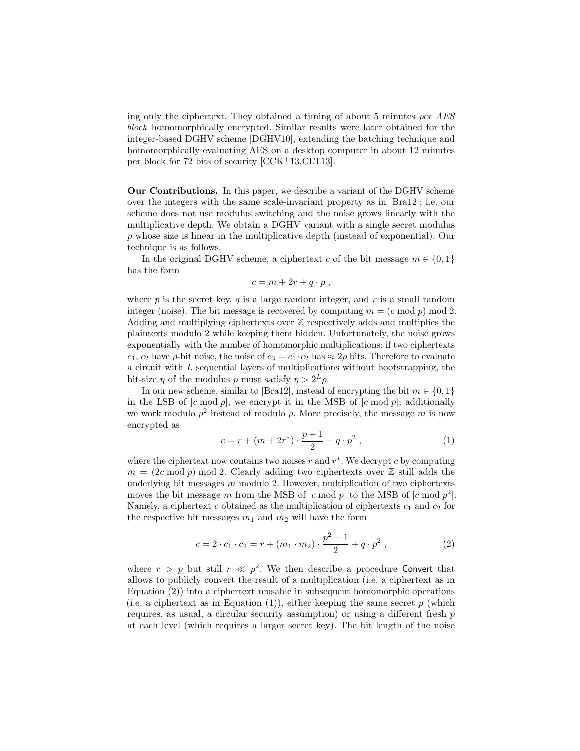ing only the ciphertext. They obtained a timing of about 5 minutes *per AES block* homomorphically encrypted. Similar results were later obtained for the integer-based DGHV scheme [DGHV10], extending the batching technique and homomorphically evaluating AES on a desktop computer in about 12 minutes per block for 72 bits of security [CCK+13,CLT13].

**Our Contributions.** In this paper, we describe a variant of the DGHV scheme over the integers with the same scale-invariant property as in [Bra12]; i.e. our scheme does not use modulus switching and the noise grows linearly with the multiplicative depth. We obtain a DGHV variant with a single secret modulus $p$ whose size is linear in the multiplicative depth (instead of exponential). Our technique is as follows.

In the original DGHV scheme, a ciphertext $c$ of the bit message $m \in \{0, 1\}$ has the form

$$c = m + 2r + q \cdot p ,$$

where $p$ is the secret key, $q$ is a large random integer, and $r$ is a small random integer (noise). The bit message is recovered by computing $m = (c \bmod p) \bmod 2$. Adding and multiplying ciphertexts over $\mathbb{Z}$ respectively adds and multiplies the plaintexts modulo 2 while keeping them hidden. Unfortunately, the noise grows exponentially with the number of homomorphic multiplications: if two ciphertexts $c_1, c_2$ have $\rho$-bit noise, the noise of $c_3 = c_1 \cdot c_2$ has $\approx 2\rho$ bits. Therefore to evaluate a circuit with $L$ sequential layers of multiplications without bootstrapping, the bit-size $\eta$ of the modulus $p$ must satisfy $\eta > 2^L \rho$.

In our new scheme, similar to [Bra12], instead of encrypting the bit $m \in \{0, 1\}$ in the LSB of $[c \bmod p]$, we encrypt it in the MSB of $[c \bmod p]$; additionally we work modulo $p^2$ instead of modulo $p$. More precisely, the message $m$ is now encrypted as

$$c = r + (m + 2r^*) \cdot \frac{p-1}{2} + q \cdot p^2 , \tag{1}$$

where the ciphertext now contains two noises $r$ and $r^*$. We decrypt $c$ by computing $m = (2c \bmod p) \bmod 2$. Clearly adding two ciphertexts over $\mathbb{Z}$ still adds the underlying bit messages $m$ modulo 2. However, multiplication of two ciphertexts moves the bit message $m$ from the MSB of $[c \bmod p]$ to the MSB of $[c \bmod p^2]$. Namely, a ciphertext $c$ obtained as the multiplication of ciphertexts $c_1$ and $c_2$ for the respective bit messages $m_1$ and $m_2$ will have the form

$$c = 2 \cdot c_1 \cdot c_2 = r + (m_1 \cdot m_2) \cdot \frac{p^2-1}{2} + q \cdot p^2 , \tag{2}$$

where $r > p$ but still $r \ll p^2$. We then describe a procedure Convert that allows to publicly convert the result of a multiplication (i.e. a ciphertext as in Equation (2)) into a ciphertext reusable in subsequent homomorphic operations (i.e. a ciphertext as in Equation (1)), either keeping the same secret $p$ (which requires, as usual, a circular security assumption) or using a different fresh $p$ at each level (which requires a larger secret key). The bit length of the noise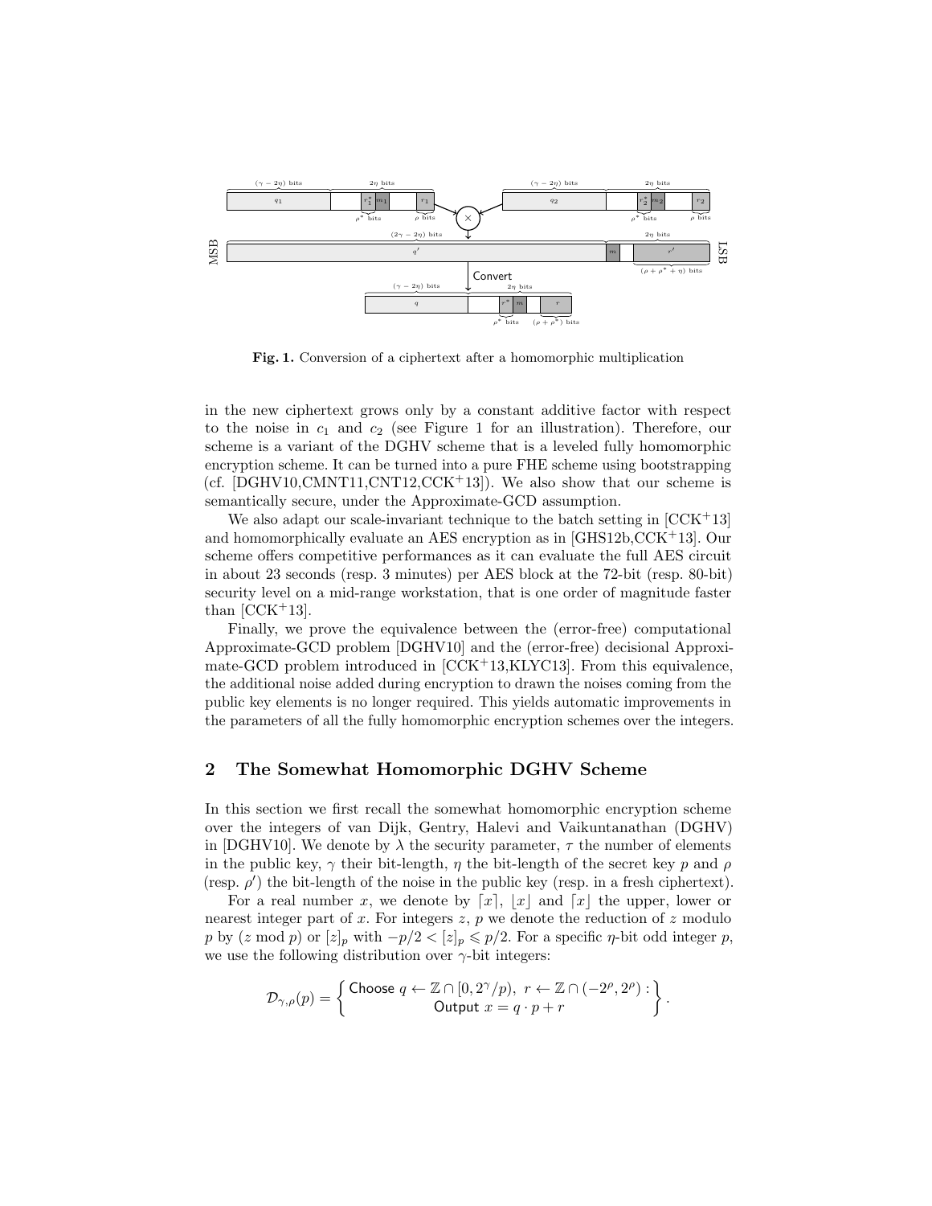**Fig. 1.** Conversion of a ciphertext after a homomorphic multiplication

in the new ciphertext grows only by a constant additive factor with respect to the noise in $c_1$ and $c_2$ (see Figure 1 for an illustration). Therefore, our scheme is a variant of the DGHV scheme that is a leveled fully homomorphic encryption scheme. It can be turned into a pure FHE scheme using bootstrapping (cf. [DGHV10,CMNT11,CNT12,CCK+13]). We also show that our scheme is semantically secure, under the Approximate-GCD assumption.

We also adapt our scale-invariant technique to the batch setting in [CCK+13] and homomorphically evaluate an AES encryption as in [GHS12b,CCK+13]. Our scheme offers competitive performances as it can evaluate the full AES circuit in about 23 seconds (resp. 3 minutes) per AES block at the 72-bit (resp. 80-bit) security level on a mid-range workstation, that is one order of magnitude faster than [CCK+13].

Finally, we prove the equivalence between the (error-free) computational Approximate-GCD problem [DGHV10] and the (error-free) decisional Approximate-GCD problem introduced in [CCK+13,KLYC13]. From this equivalence, the additional noise added during encryption to drawn the noises coming from the public key elements is no longer required. This yields automatic improvements in the parameters of all the fully homomorphic encryption schemes over the integers.

## 2 The Somewhat Homomorphic DGHV Scheme

In this section we first recall the somewhat homomorphic encryption scheme over the integers of van Dijk, Gentry, Halevi and Vaikuntanathan (DGHV) in [DGHV10]. We denote by $\lambda$ the security parameter, $\tau$ the number of elements in the public key, $\gamma$ their bit-length, $\eta$ the bit-length of the secret key $p$ and $\rho$ (resp. $\rho'$) the bit-length of the noise in the public key (resp. in a fresh ciphertext).

For a real number $x$, we denote by $\lceil x \rceil$, $\lfloor x \rfloor$ and $\lceil x \rfloor$ the upper, lower or nearest integer part of $x$. For integers $z$, $p$ we denote the reduction of $z$ modulo $p$ by $(z \bmod p)$ or $[z]_p$ with $-p/2 < [z]_p \leqslant p/2$. For a specific $\eta$-bit odd integer $p$, we use the following distribution over $\gamma$-bit integers:

$$\mathcal{D}_{\gamma,\rho}(p) = \left\{ \begin{array}{c} \text{Choose } q \leftarrow \mathbb{Z} \cap [0, 2^\gamma/p),\ r \leftarrow \mathbb{Z} \cap (-2^\rho, 2^\rho) : \\ \text{Output } x = q \cdot p + r \end{array} \right\}.$$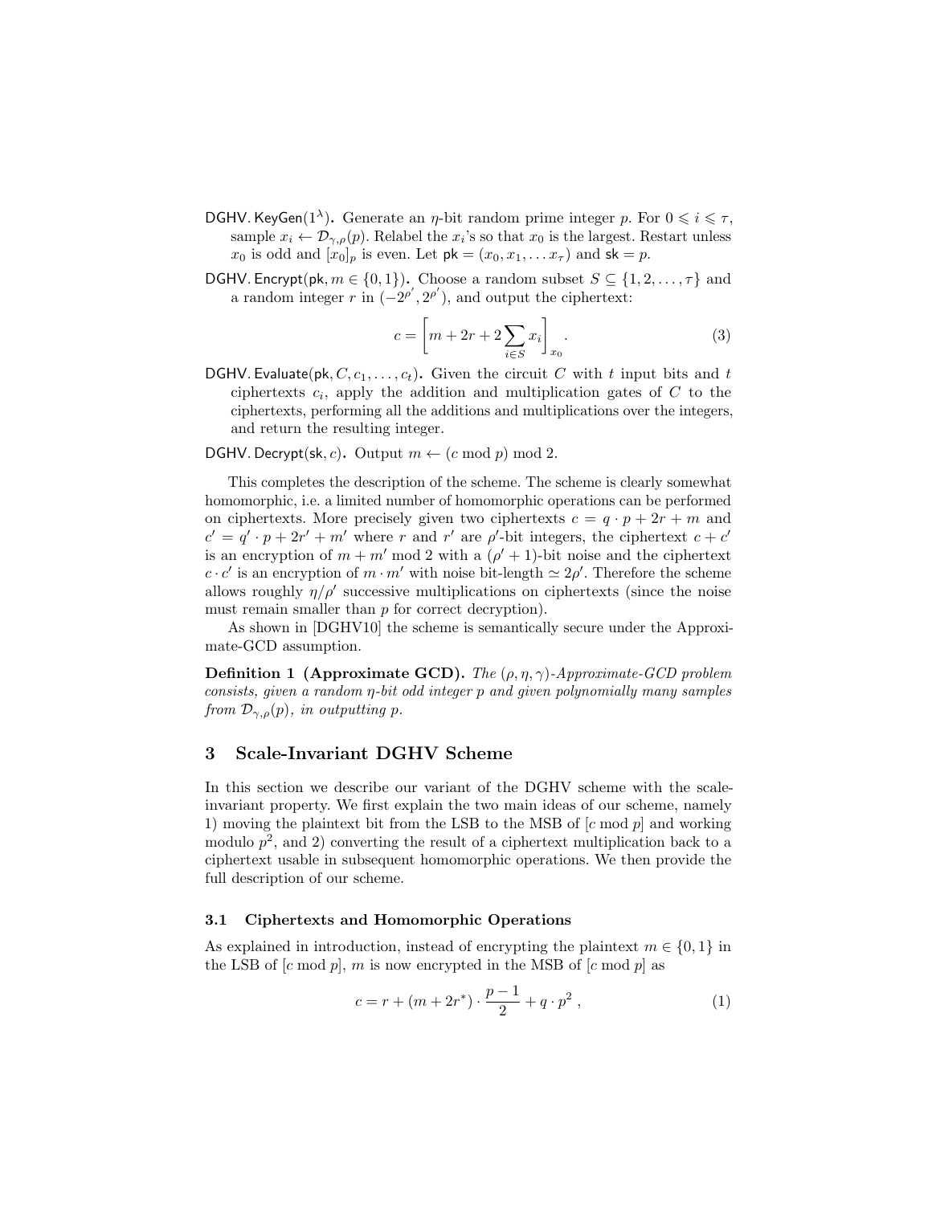**DGHV. KeyGen($1^\lambda$).** Generate an $\eta$-bit random prime integer $p$. For $0 \leqslant i \leqslant \tau$, sample $x_i \leftarrow \mathcal{D}_{\gamma,\rho}(p)$. Relabel the $x_i$'s so that $x_0$ is the largest. Restart unless $x_0$ is odd and $[x_0]_p$ is even. Let $\mathsf{pk} = (x_0, x_1, \ldots x_\tau)$ and $\mathsf{sk} = p$.

**DGHV. Encrypt($\mathsf{pk}, m \in \{0, 1\}$).** Choose a random subset $S \subseteq \{1, 2, \ldots, \tau\}$ and a random integer $r$ in $(-2^{\rho'}, 2^{\rho'})$, and output the ciphertext:

$$c = \left[ m + 2r + 2 \sum_{i \in S} x_i \right]_{x_0} . \tag{3}$$

**DGHV. Evaluate($\mathsf{pk}, C, c_1, \ldots, c_t$).** Given the circuit $C$ with $t$ input bits and $t$ ciphertexts $c_i$, apply the addition and multiplication gates of $C$ to the ciphertexts, performing all the additions and multiplications over the integers, and return the resulting integer.

**DGHV. Decrypt($\mathsf{sk}, c$).** Output $m \leftarrow (c \bmod p) \bmod 2$.

This completes the description of the scheme. The scheme is clearly somewhat homomorphic, i.e. a limited number of homomorphic operations can be performed on ciphertexts. More precisely given two ciphertexts $c = q \cdot p + 2r + m$ and $c' = q' \cdot p + 2r' + m'$ where $r$ and $r'$ are $\rho'$-bit integers, the ciphertext $c + c'$ is an encryption of $m + m' \bmod 2$ with a $(\rho' + 1)$-bit noise and the ciphertext $c \cdot c'$ is an encryption of $m \cdot m'$ with noise bit-length $\simeq 2\rho'$. Therefore the scheme allows roughly $\eta/\rho'$ successive multiplications on ciphertexts (since the noise must remain smaller than $p$ for correct decryption).

As shown in [DGHV10] the scheme is semantically secure under the Approximate-GCD assumption.

**Definition 1 (Approximate GCD).** *The $(\rho, \eta, \gamma)$-Approximate-GCD problem consists, given a random $\eta$-bit odd integer $p$ and given polynomially many samples from $\mathcal{D}_{\gamma,\rho}(p)$, in outputting $p$.*

## 3 Scale-Invariant DGHV Scheme

In this section we describe our variant of the DGHV scheme with the scale-invariant property. We first explain the two main ideas of our scheme, namely 1) moving the plaintext bit from the LSB to the MSB of $[c \bmod p]$ and working modulo $p^2$, and 2) converting the result of a ciphertext multiplication back to a ciphertext usable in subsequent homomorphic operations. We then provide the full description of our scheme.

### 3.1 Ciphertexts and Homomorphic Operations

As explained in introduction, instead of encrypting the plaintext $m \in \{0, 1\}$ in the LSB of $[c \bmod p]$, $m$ is now encrypted in the MSB of $[c \bmod p]$ as

$$c = r + (m + 2r^*) \cdot \frac{p-1}{2} + q \cdot p^2 , \tag{1}$$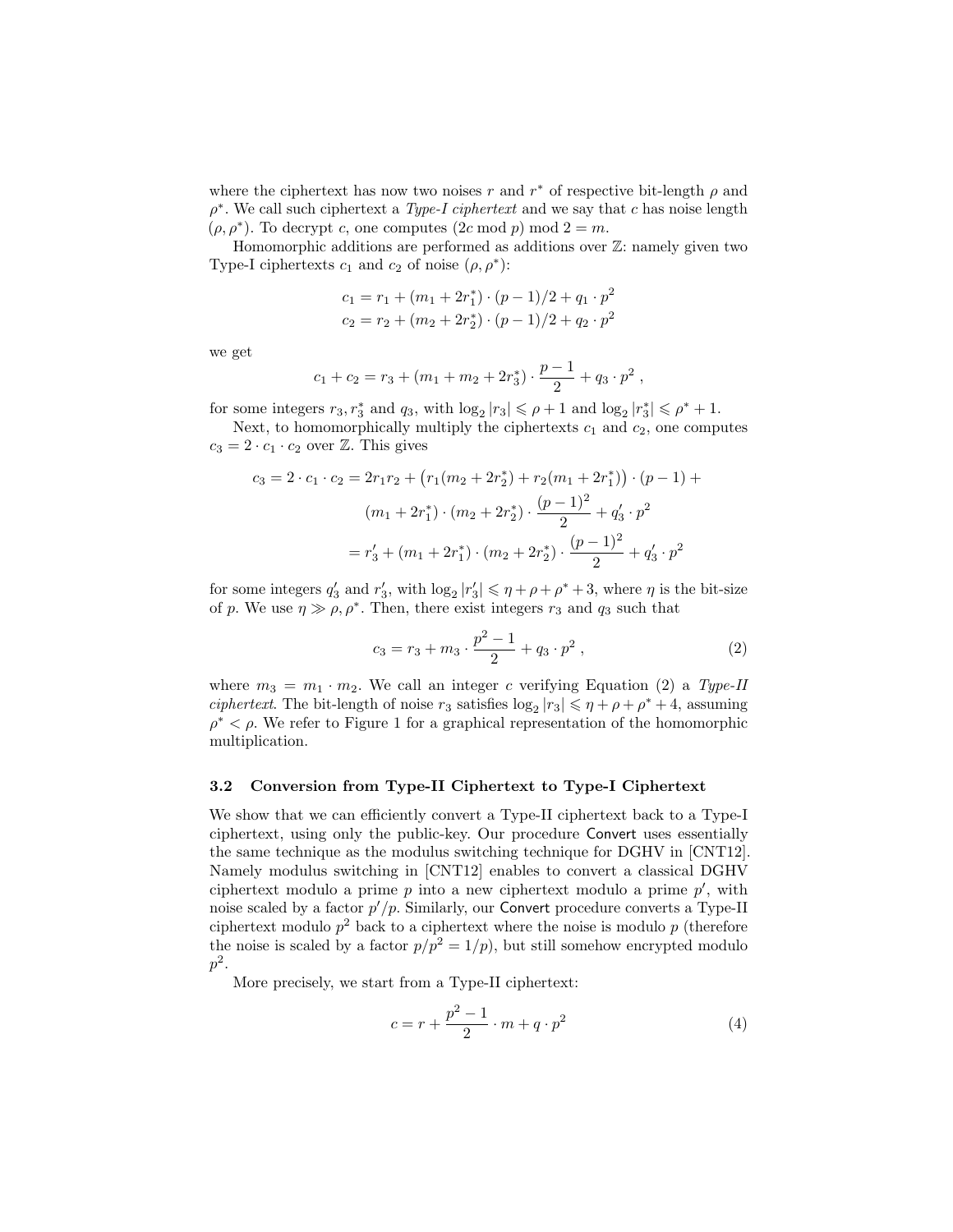where the ciphertext has now two noises $r$ and $r^*$ of respective bit-length $\rho$ and $\rho^*$. We call such ciphertext a *Type-I ciphertext* and we say that $c$ has noise length $(\rho, \rho^*)$. To decrypt $c$, one computes $(2c \bmod p) \bmod 2 = m$.

Homomorphic additions are performed as additions over $\mathbb{Z}$: namely given two Type-I ciphertexts $c_1$ and $c_2$ of noise $(\rho, \rho^*)$:

$$c_1 = r_1 + (m_1 + 2r_1^*) \cdot (p-1)/2 + q_1 \cdot p^2$$
$$c_2 = r_2 + (m_2 + 2r_2^*) \cdot (p-1)/2 + q_2 \cdot p^2$$

we get

$$c_1 + c_2 = r_3 + (m_1 + m_2 + 2r_3^*) \cdot \frac{p-1}{2} + q_3 \cdot p^2 \ ,$$

for some integers $r_3, r_3^*$ and $q_3$, with $\log_2 |r_3| \leqslant \rho + 1$ and $\log_2 |r_3^*| \leqslant \rho^* + 1$.

Next, to homomorphically multiply the ciphertexts $c_1$ and $c_2$, one computes $c_3 = 2 \cdot c_1 \cdot c_2$ over $\mathbb{Z}$. This gives

$$\begin{aligned} c_3 = 2 \cdot c_1 \cdot c_2 &= 2r_1r_2 + \big(r_1(m_2 + 2r_2^*) + r_2(m_1 + 2r_1^*)\big) \cdot (p-1) + \\ &\quad (m_1 + 2r_1^*) \cdot (m_2 + 2r_2^*) \cdot \frac{(p-1)^2}{2} + q_3' \cdot p^2 \\ &= r_3' + (m_1 + 2r_1^*) \cdot (m_2 + 2r_2^*) \cdot \frac{(p-1)^2}{2} + q_3' \cdot p^2 \end{aligned}$$

for some integers $q_3'$ and $r_3'$, with $\log_2 |r_3'| \leqslant \eta + \rho + \rho^* + 3$, where $\eta$ is the bit-size of $p$. We use $\eta \gg \rho, \rho^*$. Then, there exist integers $r_3$ and $q_3$ such that

$$c_3 = r_3 + m_3 \cdot \frac{p^2 - 1}{2} + q_3 \cdot p^2 \ , \tag{2}$$

where $m_3 = m_1 \cdot m_2$. We call an integer $c$ verifying Equation (2) a *Type-II ciphertext*. The bit-length of noise $r_3$ satisfies $\log_2 |r_3| \leqslant \eta + \rho + \rho^* + 4$, assuming $\rho^* < \rho$. We refer to Figure 1 for a graphical representation of the homomorphic multiplication.

### 3.2 Conversion from Type-II Ciphertext to Type-I Ciphertext

We show that we can efficiently convert a Type-II ciphertext back to a Type-I ciphertext, using only the public-key. Our procedure Convert uses essentially the same technique as the modulus switching technique for DGHV in [CNT12]. Namely modulus switching in [CNT12] enables to convert a classical DGHV ciphertext modulo a prime $p$ into a new ciphertext modulo a prime $p'$, with noise scaled by a factor $p'/p$. Similarly, our Convert procedure converts a Type-II ciphertext modulo $p^2$ back to a ciphertext where the noise is modulo $p$ (therefore the noise is scaled by a factor $p/p^2 = 1/p$), but still somehow encrypted modulo $p^2$.

More precisely, we start from a Type-II ciphertext:

$$c = r + \frac{p^2 - 1}{2} \cdot m + q \cdot p^2 \tag{4}$$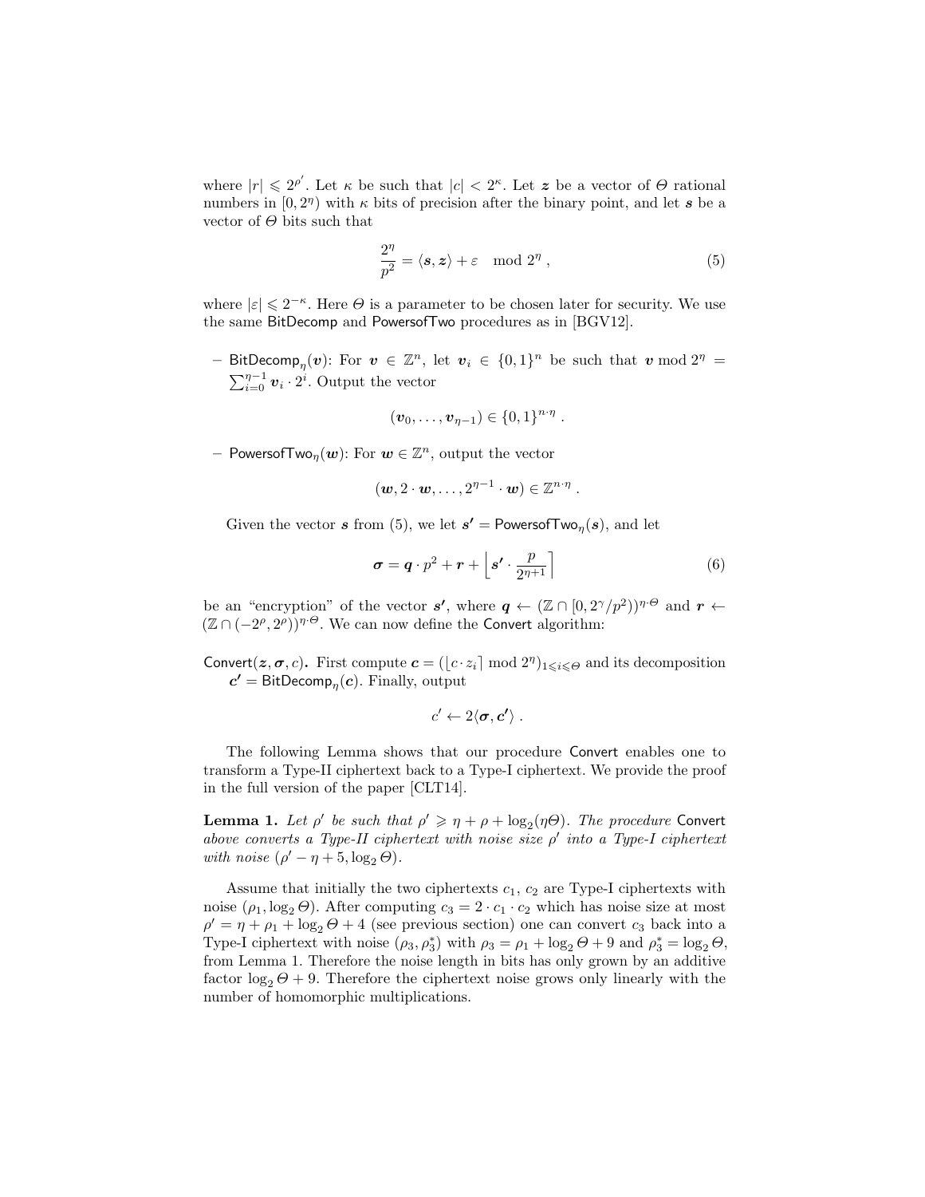where $|r| \leqslant 2^{\rho'}$. Let $\kappa$ be such that $|c| < 2^{\kappa}$. Let $\boldsymbol{z}$ be a vector of $\Theta$ rational numbers in $[0, 2^{\eta})$ with $\kappa$ bits of precision after the binary point, and let $\boldsymbol{s}$ be a vector of $\Theta$ bits such that

$$\frac{2^{\eta}}{p^2} = \langle \boldsymbol{s}, \boldsymbol{z} \rangle + \varepsilon \mod 2^{\eta} , \tag{5}$$

where $|\varepsilon| \leqslant 2^{-\kappa}$. Here $\Theta$ is a parameter to be chosen later for security. We use the same BitDecomp and PowersofTwo procedures as in [BGV12].

– $\mathsf{BitDecomp}_{\eta}(\boldsymbol{v})$: For $\boldsymbol{v} \in \mathbb{Z}^n$, let $\boldsymbol{v}_i \in \{0,1\}^n$ be such that $\boldsymbol{v} \bmod 2^{\eta} = \sum_{i=0}^{\eta-1} \boldsymbol{v}_i \cdot 2^i$. Output the vector

$$(\boldsymbol{v}_0, \ldots, \boldsymbol{v}_{\eta-1}) \in \{0,1\}^{n \cdot \eta} .$$

– $\mathsf{PowersofTwo}_{\eta}(\boldsymbol{w})$: For $\boldsymbol{w} \in \mathbb{Z}^n$, output the vector

$$(\boldsymbol{w}, 2 \cdot \boldsymbol{w}, \ldots, 2^{\eta-1} \cdot \boldsymbol{w}) \in \mathbb{Z}^{n \cdot \eta} .$$

Given the vector $\boldsymbol{s}$ from (5), we let $\boldsymbol{s'} = \mathsf{PowersofTwo}_{\eta}(\boldsymbol{s})$, and let

$$\boldsymbol{\sigma} = \boldsymbol{q} \cdot p^2 + \boldsymbol{r} + \left\lfloor \boldsymbol{s'} \cdot \frac{p}{2^{\eta+1}} \right\rceil \tag{6}$$

be an "encryption" of the vector $\boldsymbol{s'}$, where $\boldsymbol{q} \leftarrow (\mathbb{Z} \cap [0, 2^{\gamma}/p^2))^{\eta \cdot \Theta}$ and $\boldsymbol{r} \leftarrow (\mathbb{Z} \cap (-2^{\rho}, 2^{\rho}))^{\eta \cdot \Theta}$. We can now define the Convert algorithm:

**$\mathsf{Convert}(\boldsymbol{z}, \boldsymbol{\sigma}, c)$.** First compute $\boldsymbol{c} = (\lfloor c \cdot z_i \rceil \bmod 2^{\eta})_{1 \leqslant i \leqslant \Theta}$ and its decomposition $\boldsymbol{c'} = \mathsf{BitDecomp}_{\eta}(\boldsymbol{c})$. Finally, output

$$c' \leftarrow 2 \langle \boldsymbol{\sigma}, \boldsymbol{c'} \rangle .$$

The following Lemma shows that our procedure Convert enables one to transform a Type-II ciphertext back to a Type-I ciphertext. We provide the proof in the full version of the paper [CLT14].

**Lemma 1.** *Let $\rho'$ be such that $\rho' \geqslant \eta + \rho + \log_2(\eta\Theta)$. The procedure Convert above converts a Type-II ciphertext with noise size $\rho'$ into a Type-I ciphertext with noise $(\rho' - \eta + 5, \log_2 \Theta)$.*

Assume that initially the two ciphertexts $c_1$, $c_2$ are Type-I ciphertexts with noise $(\rho_1, \log_2 \Theta)$. After computing $c_3 = 2 \cdot c_1 \cdot c_2$ which has noise size at most $\rho' = \eta + \rho_1 + \log_2 \Theta + 4$ (see previous section) one can convert $c_3$ back into a Type-I ciphertext with noise $(\rho_3, \rho_3^*)$ with $\rho_3 = \rho_1 + \log_2 \Theta + 9$ and $\rho_3^* = \log_2 \Theta$, from Lemma 1. Therefore the noise length in bits has only grown by an additive factor $\log_2 \Theta + 9$. Therefore the ciphertext noise grows only linearly with the number of homomorphic multiplications.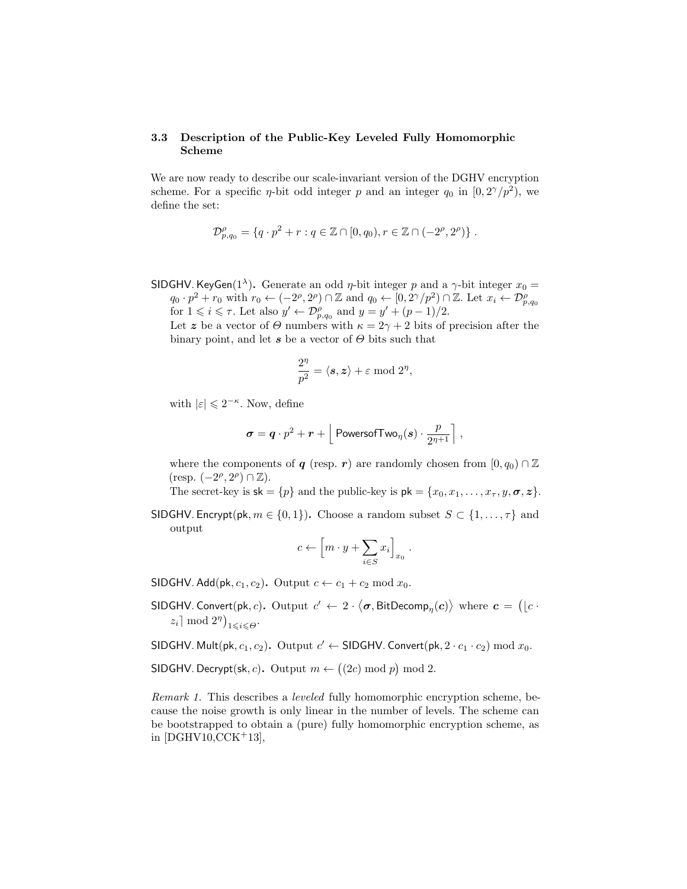### 3.3 Description of the Public-Key Leveled Fully Homomorphic Scheme

We are now ready to describe our scale-invariant version of the DGHV encryption scheme. For a specific $\eta$-bit odd integer $p$ and an integer $q_0$ in $[0, 2^\gamma/p^2)$, we define the set:

$$\mathcal{D}^\rho_{p,q_0} = \{q \cdot p^2 + r : q \in \mathbb{Z} \cap [0, q_0), r \in \mathbb{Z} \cap (-2^\rho, 2^\rho)\} \,.$$

$\mathsf{SIDGHV.KeyGen}(1^\lambda)$**.** Generate an odd $\eta$-bit integer $p$ and a $\gamma$-bit integer $x_0 = q_0 \cdot p^2 + r_0$ with $r_0 \leftarrow (-2^\rho, 2^\rho) \cap \mathbb{Z}$ and $q_0 \leftarrow [0, 2^\gamma/p^2) \cap \mathbb{Z}$. Let $x_i \leftarrow \mathcal{D}^\rho_{p,q_0}$ for $1 \leqslant i \leqslant \tau$. Let also $y' \leftarrow \mathcal{D}^\rho_{p,q_0}$ and $y = y' + (p-1)/2$.

Let $\boldsymbol{z}$ be a vector of $\Theta$ numbers with $\kappa = 2\gamma + 2$ bits of precision after the binary point, and let $\boldsymbol{s}$ be a vector of $\Theta$ bits such that

$$\frac{2^\eta}{p^2} = \langle \boldsymbol{s}, \boldsymbol{z} \rangle + \varepsilon \bmod 2^\eta,$$

with $|\varepsilon| \leqslant 2^{-\kappa}$. Now, define

$$\boldsymbol{\sigma} = \boldsymbol{q} \cdot p^2 + \boldsymbol{r} + \left\lfloor \mathsf{PowersofTwo}_\eta(\boldsymbol{s}) \cdot \frac{p}{2^{\eta+1}} \right\rceil \,,$$

where the components of $\boldsymbol{q}$ (resp. $\boldsymbol{r}$) are randomly chosen from $[0, q_0) \cap \mathbb{Z}$ (resp. $(-2^\rho, 2^\rho) \cap \mathbb{Z}$).

The secret-key is $\mathsf{sk} = \{p\}$ and the public-key is $\mathsf{pk} = \{x_0, x_1, \ldots, x_\tau, y, \boldsymbol{\sigma}, \boldsymbol{z}\}$.

$\mathsf{SIDGHV.Encrypt}(\mathsf{pk}, m \in \{0,1\})$**.** Choose a random subset $S \subset \{1, \ldots, \tau\}$ and output

$$c \leftarrow \Big[ m \cdot y + \sum_{i \in S} x_i \Big]_{x_0} \,.$$

$\mathsf{SIDGHV.Add}(\mathsf{pk}, c_1, c_2)$**.** Output $c \leftarrow c_1 + c_2 \bmod x_0$.

$\mathsf{SIDGHV.Convert}(\mathsf{pk}, c)$**.** Output $c' \leftarrow 2 \cdot \langle \boldsymbol{\sigma}, \mathsf{BitDecomp}_\eta(\boldsymbol{c}) \rangle$ where $\boldsymbol{c} = \left( \lfloor c \cdot z_i \rceil \bmod 2^\eta \right)_{1 \leqslant i \leqslant \Theta}$.

$\mathsf{SIDGHV.Mult}(\mathsf{pk}, c_1, c_2)$**.** Output $c' \leftarrow \mathsf{SIDGHV.Convert}(\mathsf{pk}, 2 \cdot c_1 \cdot c_2) \bmod x_0$.

$\mathsf{SIDGHV.Decrypt}(\mathsf{sk}, c)$**.** Output $m \leftarrow \big( (2c) \bmod p \big) \bmod 2$.

*Remark 1.* This describes a *leveled* fully homomorphic encryption scheme, because the noise growth is only linear in the number of levels. The scheme can be bootstrapped to obtain a (pure) fully homomorphic encryption scheme, as in [DGHV10,CCK+13],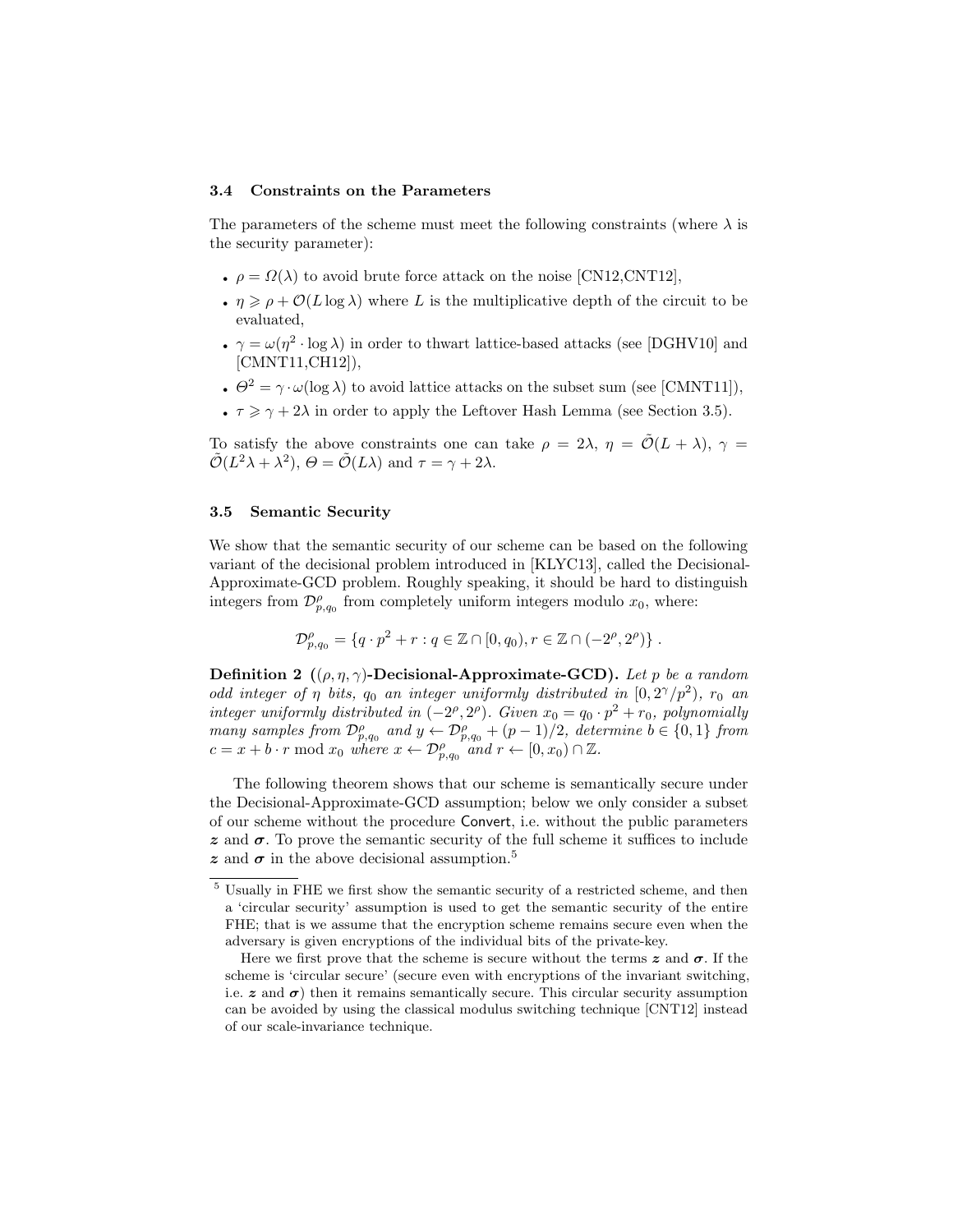### 3.4 Constraints on the Parameters

The parameters of the scheme must meet the following constraints (where $\lambda$ is the security parameter):

- $\rho = \Omega(\lambda)$ to avoid brute force attack on the noise [CN12,CNT12],
- $\eta \geqslant \rho + \mathcal{O}(L \log \lambda)$ where $L$ is the multiplicative depth of the circuit to be evaluated,
- $\gamma = \omega(\eta^2 \cdot \log \lambda)$ in order to thwart lattice-based attacks (see [DGHV10] and [CMNT11,CH12]),
- $\Theta^2 = \gamma \cdot \omega(\log \lambda)$ to avoid lattice attacks on the subset sum (see [CMNT11]),
- $\tau \geqslant \gamma + 2\lambda$ in order to apply the Leftover Hash Lemma (see Section 3.5).

To satisfy the above constraints one can take $\rho = 2\lambda$, $\eta = \tilde{\mathcal{O}}(L + \lambda)$, $\gamma = \tilde{\mathcal{O}}(L^2\lambda + \lambda^2)$, $\Theta = \tilde{\mathcal{O}}(L\lambda)$ and $\tau = \gamma + 2\lambda$.

### 3.5 Semantic Security

We show that the semantic security of our scheme can be based on the following variant of the decisional problem introduced in [KLYC13], called the Decisional-Approximate-GCD problem. Roughly speaking, it should be hard to distinguish integers from $\mathcal{D}^{\rho}_{p,q_0}$ from completely uniform integers modulo $x_0$, where:

$$\mathcal{D}^{\rho}_{p,q_0} = \{q \cdot p^2 + r : q \in \mathbb{Z} \cap [0, q_0), r \in \mathbb{Z} \cap (-2^{\rho}, 2^{\rho})\} .$$

**Definition 2 (($\rho, \eta, \gamma$)-Decisional-Approximate-GCD).** *Let $p$ be a random odd integer of $\eta$ bits, $q_0$ an integer uniformly distributed in $[0, 2^{\gamma}/p^2)$, $r_0$ an integer uniformly distributed in $(-2^{\rho}, 2^{\rho})$. Given $x_0 = q_0 \cdot p^2 + r_0$, polynomially many samples from $\mathcal{D}^{\rho}_{p,q_0}$ and $y \leftarrow \mathcal{D}^{\rho}_{p,q_0} + (p-1)/2$, determine $b \in \{0, 1\}$ from $c = x + b \cdot r \bmod x_0$ where $x \leftarrow \mathcal{D}^{\rho}_{p,q_0}$ and $r \leftarrow [0, x_0) \cap \mathbb{Z}$.*

The following theorem shows that our scheme is semantically secure under the Decisional-Approximate-GCD assumption; below we only consider a subset of our scheme without the procedure Convert, i.e. without the public parameters $\boldsymbol{z}$ and $\boldsymbol{\sigma}$. To prove the semantic security of the full scheme it suffices to include $\boldsymbol{z}$ and $\boldsymbol{\sigma}$ in the above decisional assumption.[5]

[5] Usually in FHE we first show the semantic security of a restricted scheme, and then a 'circular security' assumption is used to get the semantic security of the entire FHE; that is we assume that the encryption scheme remains secure even when the adversary is given encryptions of the individual bits of the private-key.

Here we first prove that the scheme is secure without the terms $\boldsymbol{z}$ and $\boldsymbol{\sigma}$. If the scheme is 'circular secure' (secure even with encryptions of the invariant switching, i.e. $\boldsymbol{z}$ and $\boldsymbol{\sigma}$) then it remains semantically secure. This circular security assumption can be avoided by using the classical modulus switching technique [CNT12] instead of our scale-invariance technique.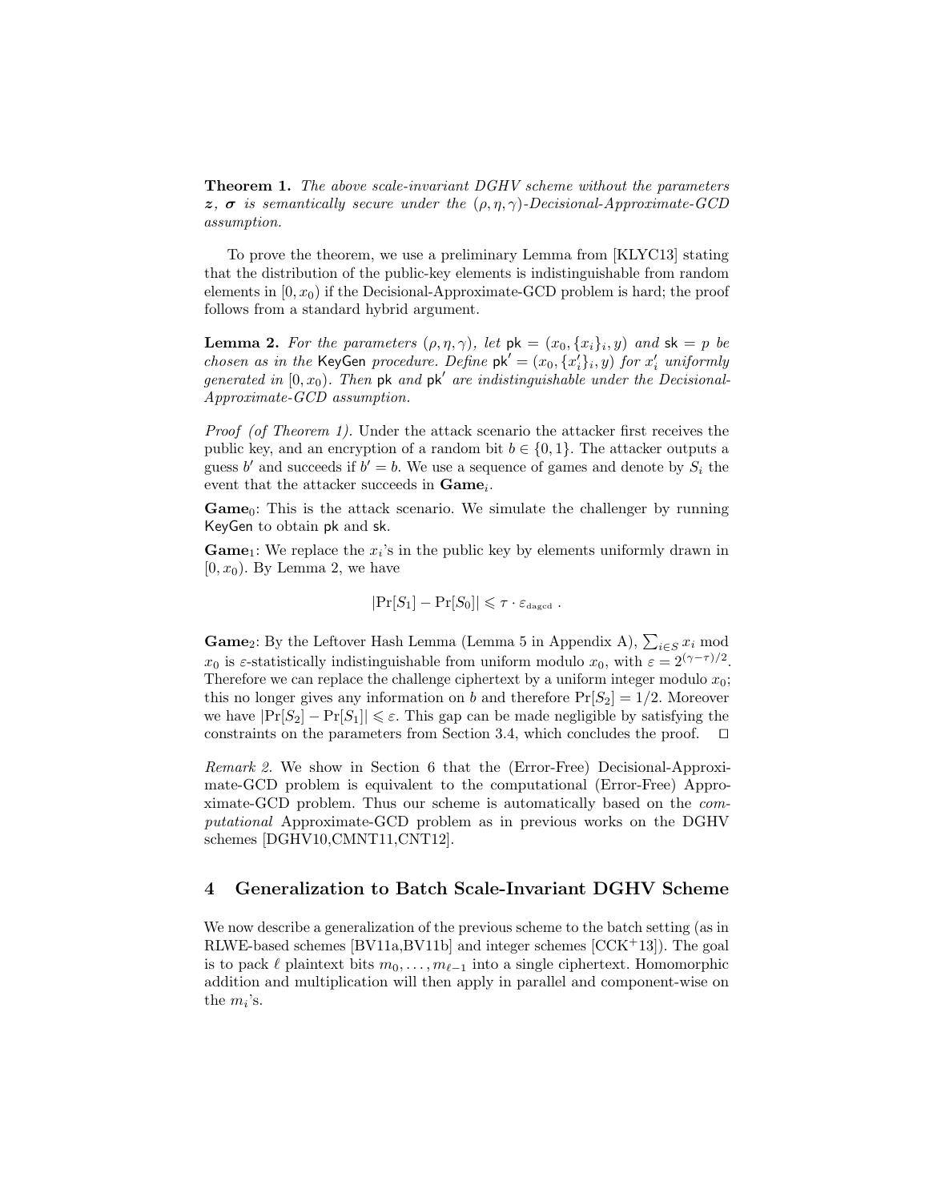**Theorem 1.** *The above scale-invariant DGHV scheme without the parameters $\boldsymbol{z}$, $\boldsymbol{\sigma}$ is semantically secure under the $(\rho, \eta, \gamma)$-Decisional-Approximate-GCD assumption.*

To prove the theorem, we use a preliminary Lemma from [KLYC13] stating that the distribution of the public-key elements is indistinguishable from random elements in $[0, x_0)$ if the Decisional-Approximate-GCD problem is hard; the proof follows from a standard hybrid argument.

**Lemma 2.** *For the parameters $(\rho, \eta, \gamma)$, let $\mathsf{pk} = (x_0, \{x_i\}_i, y)$ and $\mathsf{sk} = p$ be chosen as in the* KeyGen *procedure. Define $\mathsf{pk}' = (x_0, \{x_i'\}_i, y)$ for $x_i'$ uniformly generated in $[0, x_0)$. Then $\mathsf{pk}$ and $\mathsf{pk}'$ are indistinguishable under the Decisional-Approximate-GCD assumption.*

*Proof (of Theorem 1).* Under the attack scenario the attacker first receives the public key, and an encryption of a random bit $b \in \{0, 1\}$. The attacker outputs a guess $b'$ and succeeds if $b' = b$. We use a sequence of games and denote by $S_i$ the event that the attacker succeeds in $\mathbf{Game}_i$.

$\mathbf{Game}_0$: This is the attack scenario. We simulate the challenger by running KeyGen to obtain pk and sk.

$\mathbf{Game}_1$: We replace the $x_i$'s in the public key by elements uniformly drawn in $[0, x_0)$. By Lemma 2, we have

$$|\Pr[S_1] - \Pr[S_0]| \leqslant \tau \cdot \varepsilon_{\text{dagcd}} \ .$$

$\mathbf{Game}_2$: By the Leftover Hash Lemma (Lemma 5 in Appendix A), $\sum_{i \in S} x_i \bmod x_0$ is $\varepsilon$-statistically indistinguishable from uniform modulo $x_0$, with $\varepsilon = 2^{(\gamma - \tau)/2}$. Therefore we can replace the challenge ciphertext by a uniform integer modulo $x_0$; this no longer gives any information on $b$ and therefore $\Pr[S_2] = 1/2$. Moreover we have $|\Pr[S_2] - \Pr[S_1]| \leqslant \varepsilon$. This gap can be made negligible by satisfying the constraints on the parameters from Section 3.4, which concludes the proof. $\square$

*Remark 2.* We show in Section 6 that the (Error-Free) Decisional-Approximate-GCD problem is equivalent to the computational (Error-Free) Approximate-GCD problem. Thus our scheme is automatically based on the *computational* Approximate-GCD problem as in previous works on the DGHV schemes [DGHV10,CMNT11,CNT12].

## 4 Generalization to Batch Scale-Invariant DGHV Scheme

We now describe a generalization of the previous scheme to the batch setting (as in RLWE-based schemes [BV11a,BV11b] and integer schemes [CCK+13]). The goal is to pack $\ell$ plaintext bits $m_0, \ldots, m_{\ell-1}$ into a single ciphertext. Homomorphic addition and multiplication will then apply in parallel and component-wise on the $m_i$'s.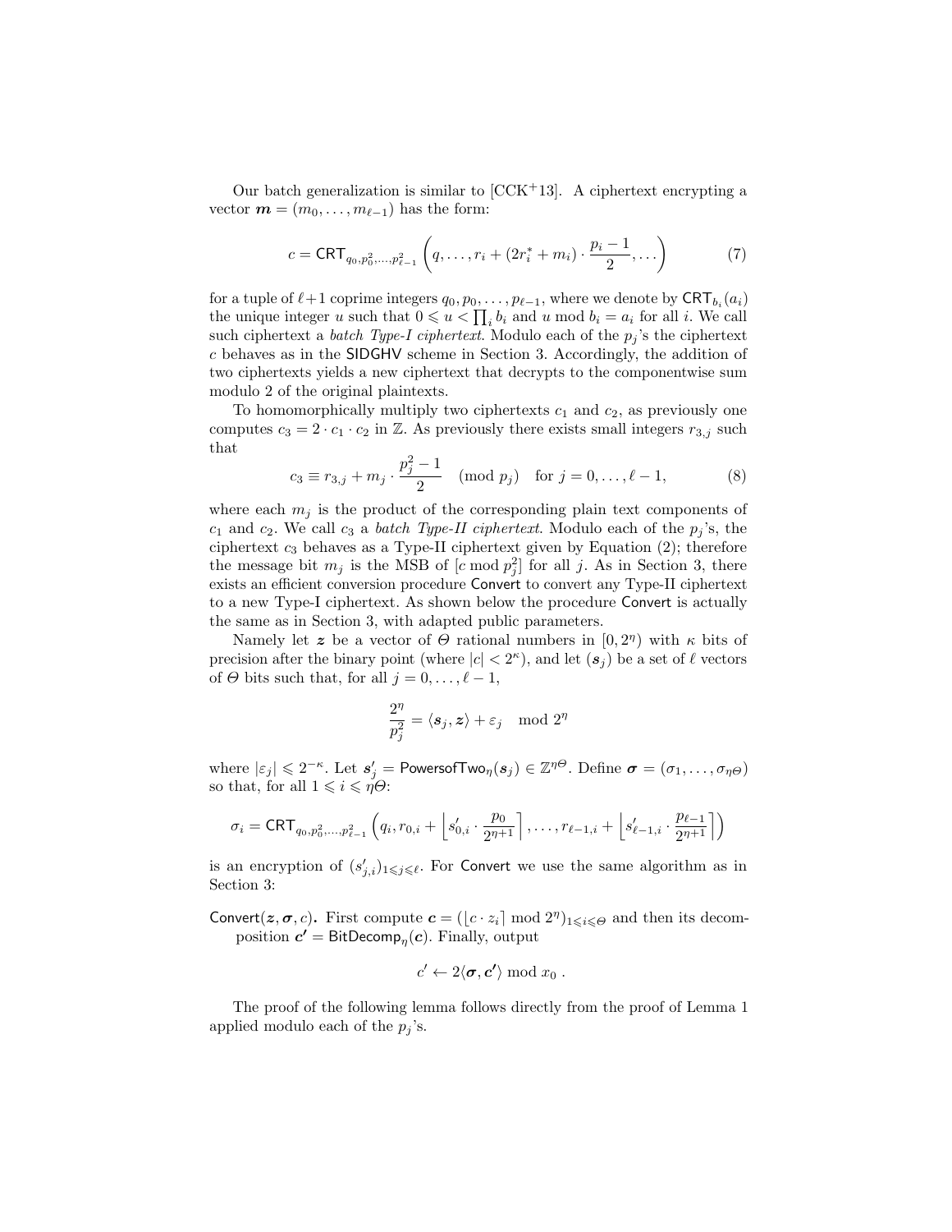Our batch generalization is similar to [CCK+13]. A ciphertext encrypting a vector $\boldsymbol{m} = (m_0, \ldots, m_{\ell-1})$ has the form:

$$c = \mathsf{CRT}_{q_0, p_0^2, \ldots, p_{\ell-1}^2}\left(q, \ldots, r_i + (2r_i^* + m_i) \cdot \frac{p_i - 1}{2}, \ldots\right) \tag{7}$$

for a tuple of $\ell+1$ coprime integers $q_0, p_0, \ldots, p_{\ell-1}$, where we denote by $\mathsf{CRT}_{b_i}(a_i)$ the unique integer $u$ such that $0 \leqslant u < \prod_i b_i$ and $u \bmod b_i = a_i$ for all $i$. We call such ciphertext a *batch Type-I ciphertext*. Modulo each of the $p_j$'s the ciphertext $c$ behaves as in the $\mathsf{SIDGHV}$ scheme in Section 3. Accordingly, the addition of two ciphertexts yields a new ciphertext that decrypts to the componentwise sum modulo 2 of the original plaintexts.

To homomorphically multiply two ciphertexts $c_1$ and $c_2$, as previously one computes $c_3 = 2 \cdot c_1 \cdot c_2$ in $\mathbb{Z}$. As previously there exists small integers $r_{3,j}$ such that

$$c_3 \equiv r_{3,j} + m_j \cdot \frac{p_j^2 - 1}{2} \pmod{p_j} \quad \text{for } j = 0, \ldots, \ell - 1, \tag{8}$$

where each $m_j$ is the product of the corresponding plain text components of $c_1$ and $c_2$. We call $c_3$ a *batch Type-II ciphertext*. Modulo each of the $p_j$'s, the ciphertext $c_3$ behaves as a Type-II ciphertext given by Equation (2); therefore the message bit $m_j$ is the MSB of $[c \bmod p_j^2]$ for all $j$. As in Section 3, there exists an efficient conversion procedure $\mathsf{Convert}$ to convert any Type-II ciphertext to a new Type-I ciphertext. As shown below the procedure $\mathsf{Convert}$ is actually the same as in Section 3, with adapted public parameters.

Namely let $\boldsymbol{z}$ be a vector of $\Theta$ rational numbers in $[0, 2^\eta)$ with $\kappa$ bits of precision after the binary point (where $|c| < 2^\kappa$), and let $(\boldsymbol{s}_j)$ be a set of $\ell$ vectors of $\Theta$ bits such that, for all $j = 0, \ldots, \ell - 1$,

$$\frac{2^\eta}{p_j^2} = \langle \boldsymbol{s}_j, \boldsymbol{z} \rangle + \varepsilon_j \mod 2^\eta$$

where $|\varepsilon_j| \leqslant 2^{-\kappa}$. Let $\boldsymbol{s}'_j = \mathsf{PowersofTwo}_\eta(\boldsymbol{s}_j) \in \mathbb{Z}^{\eta\Theta}$. Define $\boldsymbol{\sigma} = (\sigma_1, \ldots, \sigma_{\eta\Theta})$ so that, for all $1 \leqslant i \leqslant \eta\Theta$:

$$\sigma_i = \mathsf{CRT}_{q_0, p_0^2, \ldots, p_{\ell-1}^2}\left(q_i, r_{0,i} + \left\lfloor s'_{0,i} \cdot \frac{p_0}{2^{\eta+1}} \right\rceil, \ldots, r_{\ell-1,i} + \left\lfloor s'_{\ell-1,i} \cdot \frac{p_{\ell-1}}{2^{\eta+1}} \right\rceil\right)$$

is an encryption of $(s'_{j,i})_{1 \leqslant j \leqslant \ell}$. For $\mathsf{Convert}$ we use the same algorithm as in Section 3:

**$\mathsf{Convert}(\boldsymbol{z}, \boldsymbol{\sigma}, c)$.** First compute $\boldsymbol{c} = (\lfloor c \cdot z_i \rceil \bmod 2^\eta)_{1 \leqslant i \leqslant \Theta}$ and then its decomposition $\boldsymbol{c'} = \mathsf{BitDecomp}_\eta(\boldsymbol{c})$. Finally, output

$$c' \leftarrow 2\langle \boldsymbol{\sigma}, \boldsymbol{c'} \rangle \bmod x_0 \,.$$

The proof of the following lemma follows directly from the proof of Lemma 1 applied modulo each of the $p_j$'s.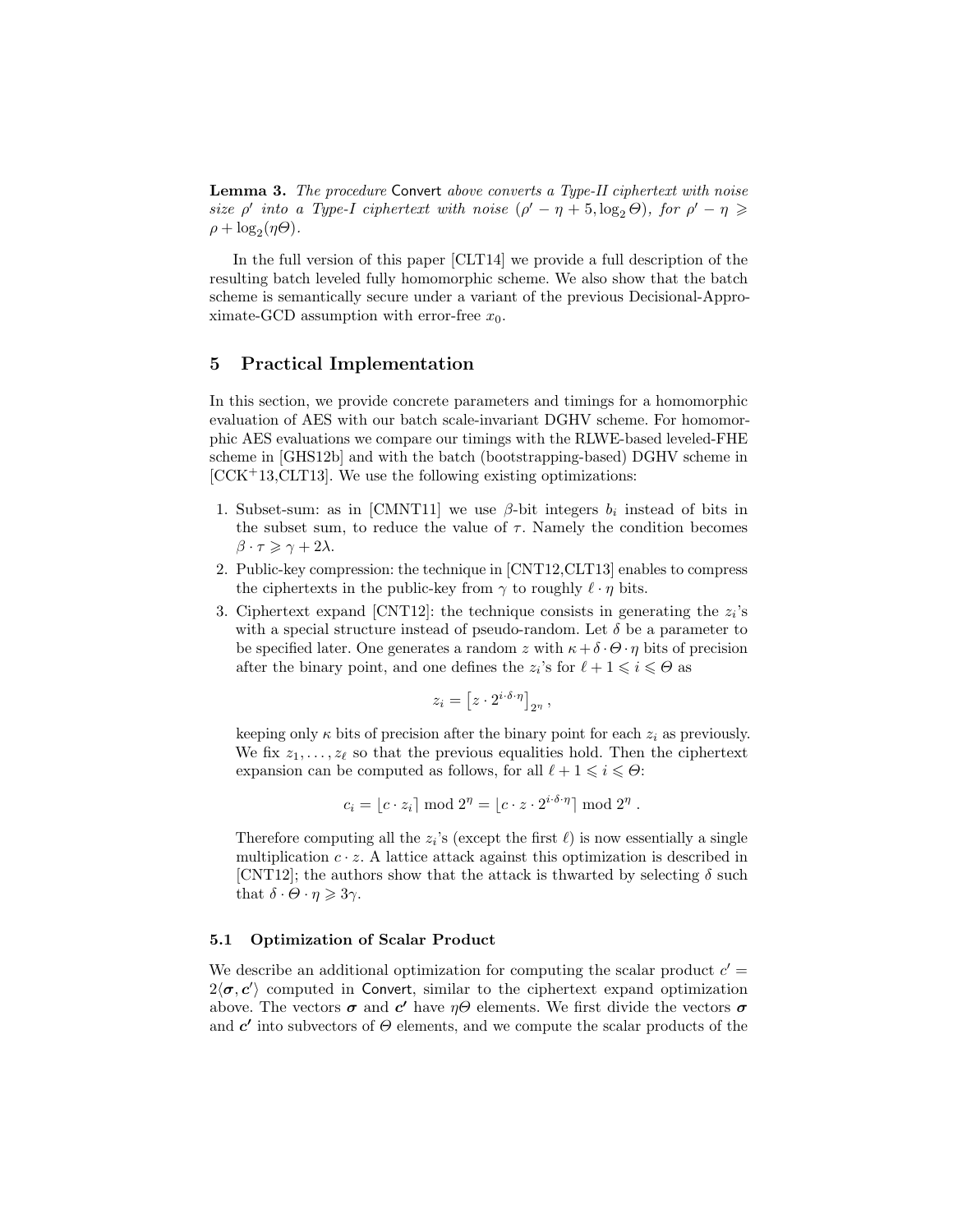**Lemma 3.** *The procedure* Convert *above converts a Type-II ciphertext with noise size $\rho'$ into a Type-I ciphertext with noise $(\rho' - \eta + 5, \log_2 \Theta)$, for $\rho' - \eta \geqslant \rho + \log_2(\eta\Theta)$.*

In the full version of this paper [CLT14] we provide a full description of the resulting batch leveled fully homomorphic scheme. We also show that the batch scheme is semantically secure under a variant of the previous Decisional-Approximate-GCD assumption with error-free $x_0$.

## 5 Practical Implementation

In this section, we provide concrete parameters and timings for a homomorphic evaluation of AES with our batch scale-invariant DGHV scheme. For homomorphic AES evaluations we compare our timings with the RLWE-based leveled-FHE scheme in [GHS12b] and with the batch (bootstrapping-based) DGHV scheme in [CCK+13,CLT13]. We use the following existing optimizations:

1. Subset-sum: as in [CMNT11] we use $\beta$-bit integers $b_i$ instead of bits in the subset sum, to reduce the value of $\tau$. Namely the condition becomes $\beta \cdot \tau \geqslant \gamma + 2\lambda$.
2. Public-key compression: the technique in [CNT12,CLT13] enables to compress the ciphertexts in the public-key from $\gamma$ to roughly $\ell \cdot \eta$ bits.
3. Ciphertext expand [CNT12]: the technique consists in generating the $z_i$'s with a special structure instead of pseudo-random. Let $\delta$ be a parameter to be specified later. One generates a random $z$ with $\kappa + \delta \cdot \Theta \cdot \eta$ bits of precision after the binary point, and one defines the $z_i$'s for $\ell + 1 \leqslant i \leqslant \Theta$ as

$$z_i = \left[ z \cdot 2^{i \cdot \delta \cdot \eta} \right]_{2^\eta},$$

keeping only $\kappa$ bits of precision after the binary point for each $z_i$ as previously. We fix $z_1, \ldots, z_\ell$ so that the previous equalities hold. Then the ciphertext expansion can be computed as follows, for all $\ell + 1 \leqslant i \leqslant \Theta$:

$$c_i = \lfloor c \cdot z_i \rceil \bmod 2^\eta = \lfloor c \cdot z \cdot 2^{i \cdot \delta \cdot \eta} \rceil \bmod 2^\eta .$$

Therefore computing all the $z_i$'s (except the first $\ell$) is now essentially a single multiplication $c \cdot z$. A lattice attack against this optimization is described in [CNT12]; the authors show that the attack is thwarted by selecting $\delta$ such that $\delta \cdot \Theta \cdot \eta \geqslant 3\gamma$.

### 5.1 Optimization of Scalar Product

We describe an additional optimization for computing the scalar product $c' = 2\langle \boldsymbol{\sigma}, \boldsymbol{c'} \rangle$ computed in Convert, similar to the ciphertext expand optimization above. The vectors $\boldsymbol{\sigma}$ and $\boldsymbol{c'}$ have $\eta\Theta$ elements. We first divide the vectors $\boldsymbol{\sigma}$ and $\boldsymbol{c'}$ into subvectors of $\Theta$ elements, and we compute the scalar products of the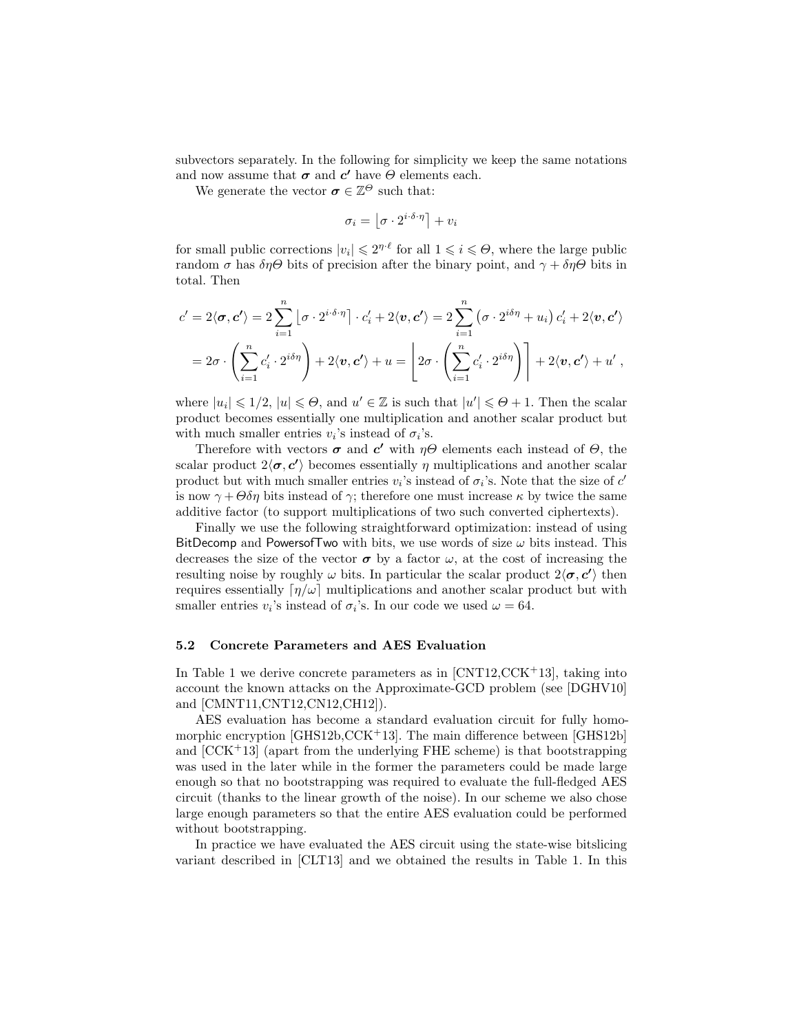subvectors separately. In the following for simplicity we keep the same notations and now assume that $\boldsymbol{\sigma}$ and $\boldsymbol{c'}$ have $\Theta$ elements each.

We generate the vector $\boldsymbol{\sigma} \in \mathbb{Z}^{\Theta}$ such that:

$$\sigma_i = \left\lfloor \sigma \cdot 2^{i \cdot \delta \cdot \eta} \right\rceil + v_i$$

for small public corrections $|v_i| \leqslant 2^{\eta \cdot \ell}$ for all $1 \leqslant i \leqslant \Theta$, where the large public random $\sigma$ has $\delta\eta\Theta$ bits of precision after the binary point, and $\gamma + \delta\eta\Theta$ bits in total. Then

$$\begin{aligned} c' = 2\langle \boldsymbol{\sigma}, \boldsymbol{c'} \rangle &= 2\sum_{i=1}^{n} \left\lfloor \sigma \cdot 2^{i \cdot \delta \cdot \eta} \right\rceil \cdot c'_i + 2\langle \boldsymbol{v}, \boldsymbol{c'} \rangle = 2\sum_{i=1}^{n} \left( \sigma \cdot 2^{i\delta\eta} + u_i \right) c'_i + 2\langle \boldsymbol{v}, \boldsymbol{c'} \rangle \\ &= 2\sigma \cdot \left( \sum_{i=1}^{n} c'_i \cdot 2^{i\delta\eta} \right) + 2\langle \boldsymbol{v}, \boldsymbol{c'} \rangle + u = \left\lfloor 2\sigma \cdot \left( \sum_{i=1}^{n} c'_i \cdot 2^{i\delta\eta} \right) \right\rceil + 2\langle \boldsymbol{v}, \boldsymbol{c'} \rangle + u' , \end{aligned}$$

where $|u_i| \leqslant 1/2$, $|u| \leqslant \Theta$, and $u' \in \mathbb{Z}$ is such that $|u'| \leqslant \Theta + 1$. Then the scalar product becomes essentially one multiplication and another scalar product but with much smaller entries $v_i$'s instead of $\sigma_i$'s.

Therefore with vectors $\boldsymbol{\sigma}$ and $\boldsymbol{c'}$ with $\eta\Theta$ elements each instead of $\Theta$, the scalar product $2\langle \boldsymbol{\sigma}, \boldsymbol{c'} \rangle$ becomes essentially $\eta$ multiplications and another scalar product but with much smaller entries $v_i$'s instead of $\sigma_i$'s. Note that the size of $c'$ is now $\gamma + \Theta\delta\eta$ bits instead of $\gamma$; therefore one must increase $\kappa$ by twice the same additive factor (to support multiplications of two such converted ciphertexts).

Finally we use the following straightforward optimization: instead of using BitDecomp and PowersofTwo with bits, we use words of size $\omega$ bits instead. This decreases the size of the vector $\boldsymbol{\sigma}$ by a factor $\omega$, at the cost of increasing the resulting noise by roughly $\omega$ bits. In particular the scalar product $2\langle \boldsymbol{\sigma}, \boldsymbol{c'} \rangle$ then requires essentially $\lceil \eta/\omega \rceil$ multiplications and another scalar product but with smaller entries $v_i$'s instead of $\sigma_i$'s. In our code we used $\omega = 64$.

### 5.2 Concrete Parameters and AES Evaluation

In Table 1 we derive concrete parameters as in [CNT12,CCK+13], taking into account the known attacks on the Approximate-GCD problem (see [DGHV10] and [CMNT11,CNT12,CN12,CH12]).

AES evaluation has become a standard evaluation circuit for fully homomorphic encryption [GHS12b,CCK+13]. The main difference between [GHS12b] and [CCK+13] (apart from the underlying FHE scheme) is that bootstrapping was used in the later while in the former the parameters could be made large enough so that no bootstrapping was required to evaluate the full-fledged AES circuit (thanks to the linear growth of the noise). In our scheme we also chose large enough parameters so that the entire AES evaluation could be performed without bootstrapping.

In practice we have evaluated the AES circuit using the state-wise bitslicing variant described in [CLT13] and we obtained the results in Table 1. In this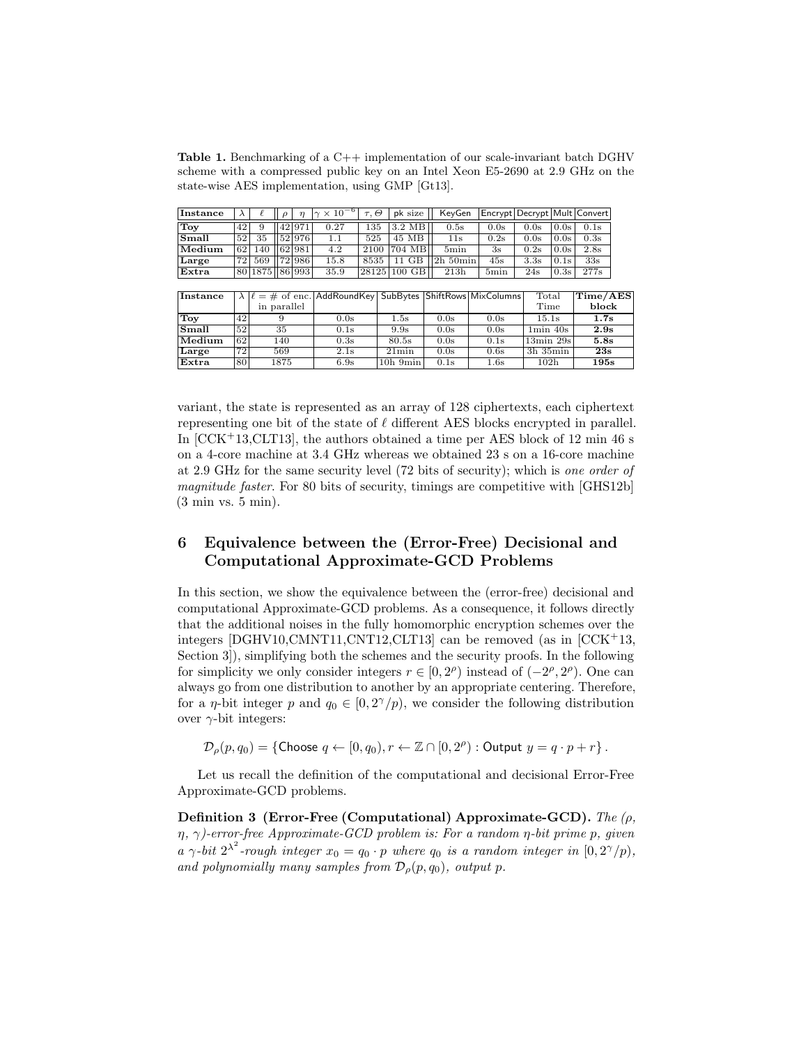**Table 1.** Benchmarking of a C++ implementation of our scale-invariant batch DGHV scheme with a compressed public key on an Intel Xeon E5-2690 at 2.9 GHz on the state-wise AES implementation, using GMP [Gt13].

| Instance | $\lambda$ | $\ell$ | $\rho$ | $\eta$ | $\gamma \times 10^{-6}$ | $\tau, \Theta$ | pk size | KeyGen | Encrypt | Decrypt | Mult | Convert |
|---|---|---|---|---|---|---|---|---|---|---|---|---|
| **Toy** | 42 | 9 | 42 | 971 | 0.27 | 135 | 3.2 MB | 0.5s | 0.0s | 0.0s | 0.0s | 0.1s |
| **Small** | 52 | 35 | 52 | 976 | 1.1 | 525 | 45 MB | 11s | 0.2s | 0.0s | 0.0s | 0.3s |
| **Medium** | 62 | 140 | 62 | 981 | 4.2 | 2100 | 704 MB | 5min | 3s | 0.2s | 0.0s | 2.8s |
| **Large** | 72 | 569 | 72 | 986 | 15.8 | 8535 | 11 GB | 2h 50min | 45s | 3.3s | 0.1s | 33s |
| **Extra** | 80 | 1875 | 86 | 993 | 35.9 | 28125 | 100 GB | 213h | 5min | 24s | 0.3s | 277s |

| Instance | $\lambda$ | $\ell$ = # of enc. in parallel | AddRoundKey | SubBytes | ShiftRows | MixColumns | Total Time | **Time/AES block** |
|---|---|---|---|---|---|---|---|---|
| **Toy** | 42 | 9 | 0.0s | 1.5s | 0.0s | 0.0s | 15.1s | **1.7s** |
| **Small** | 52 | 35 | 0.1s | 9.9s | 0.0s | 0.0s | 1min 40s | **2.9s** |
| **Medium** | 62 | 140 | 0.3s | 80.5s | 0.0s | 0.1s | 13min 29s | **5.8s** |
| **Large** | 72 | 569 | 2.1s | 21min | 0.0s | 0.6s | 3h 35min | **23s** |
| **Extra** | 80 | 1875 | 6.9s | 10h 9min | 0.1s | 1.6s | 102h | **195s** |

variant, the state is represented as an array of 128 ciphertexts, each ciphertext representing one bit of the state of $\ell$ different AES blocks encrypted in parallel. In [CCK+13,CLT13], the authors obtained a time per AES block of 12 min 46 s on a 4-core machine at 3.4 GHz whereas we obtained 23 s on a 16-core machine at 2.9 GHz for the same security level (72 bits of security); which is *one order of magnitude faster*. For 80 bits of security, timings are competitive with [GHS12b] (3 min vs. 5 min).

## 6 Equivalence between the (Error-Free) Decisional and Computational Approximate-GCD Problems

In this section, we show the equivalence between the (error-free) decisional and computational Approximate-GCD problems. As a consequence, it follows directly that the additional noises in the fully homomorphic encryption schemes over the integers [DGHV10,CMNT11,CNT12,CLT13] can be removed (as in [CCK+13, Section 3]), simplifying both the schemes and the security proofs. In the following for simplicity we only consider integers $r \in [0, 2^\rho)$ instead of $(-2^\rho, 2^\rho)$. One can always go from one distribution to another by an appropriate centering. Therefore, for a $\eta$-bit integer $p$ and $q_0 \in [0, 2^\gamma/p)$, we consider the following distribution over $\gamma$-bit integers:

$$\mathcal{D}_\rho(p, q_0) = \{\mathsf{Choose}\ q \leftarrow [0, q_0), r \leftarrow \mathbb{Z} \cap [0, 2^\rho) : \mathsf{Output}\ y = q \cdot p + r\}.$$

Let us recall the definition of the computational and decisional Error-Free Approximate-GCD problems.

**Definition 3 (Error-Free (Computational) Approximate-GCD).** *The ($\rho$, $\eta$, $\gamma$)-error-free Approximate-GCD problem is: For a random $\eta$-bit prime $p$, given a $\gamma$-bit $2^{\lambda^2}$-rough integer $x_0 = q_0 \cdot p$ where $q_0$ is a random integer in $[0, 2^\gamma/p)$, and polynomially many samples from $\mathcal{D}_\rho(p, q_0)$, output $p$.*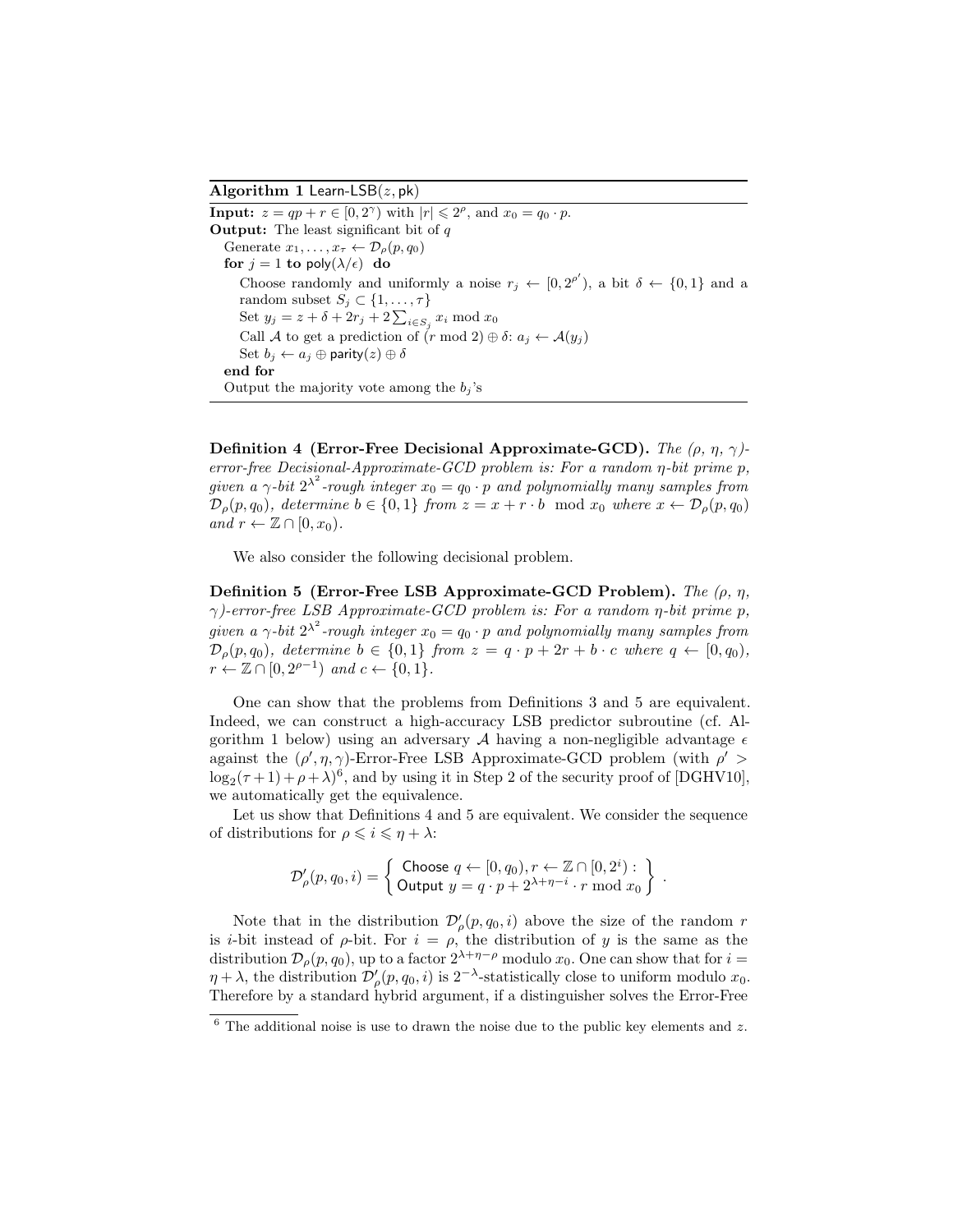**Algorithm 1** Learn-LSB($z$, pk)

**Input:** $z = qp + r \in [0, 2^\gamma)$ with $|r| \leqslant 2^\rho$, and $x_0 = q_0 \cdot p$.
**Output:** The least significant bit of $q$

```
Generate x_1, ..., x_τ ← D_ρ(p, q_0)
for j = 1 to poly(λ/ε) do
    Choose randomly and uniformly a noise r_j ← [0, 2^{ρ'}), a bit δ ← {0,1} and a
    random subset S_j ⊂ {1, ..., τ}
    Set y_j = z + δ + 2r_j + 2 Σ_{i∈S_j} x_i mod x_0
    Call A to get a prediction of (r mod 2) ⊕ δ: a_j ← A(y_j)
    Set b_j ← a_j ⊕ parity(z) ⊕ δ
end for
Output the majority vote among the b_j's
```

**Definition 4 (Error-Free Decisional Approximate-GCD).** *The ($\rho$, $\eta$, $\gamma$)-error-free Decisional-Approximate-GCD problem is: For a random $\eta$-bit prime $p$, given a $\gamma$-bit $2^{\lambda^2}$-rough integer $x_0 = q_0 \cdot p$ and polynomially many samples from $\mathcal{D}_\rho(p, q_0)$, determine $b \in \{0, 1\}$ from $z = x + r \cdot b \mod x_0$ where $x \leftarrow \mathcal{D}_\rho(p, q_0)$ and $r \leftarrow \mathbb{Z} \cap [0, x_0)$.*

We also consider the following decisional problem.

**Definition 5 (Error-Free LSB Approximate-GCD Problem).** *The ($\rho$, $\eta$, $\gamma$)-error-free LSB Approximate-GCD problem is: For a random $\eta$-bit prime $p$, given a $\gamma$-bit $2^{\lambda^2}$-rough integer $x_0 = q_0 \cdot p$ and polynomially many samples from $\mathcal{D}_\rho(p, q_0)$, determine $b \in \{0, 1\}$ from $z = q \cdot p + 2r + b \cdot c$ where $q \leftarrow [0, q_0)$, $r \leftarrow \mathbb{Z} \cap [0, 2^{\rho-1})$ and $c \leftarrow \{0, 1\}$.*

One can show that the problems from Definitions 3 and 5 are equivalent. Indeed, we can construct a high-accuracy LSB predictor subroutine (cf. Algorithm 1 below) using an adversary $\mathcal{A}$ having a non-negligible advantage $\epsilon$ against the $(\rho', \eta, \gamma)$-Error-Free LSB Approximate-GCD problem (with $\rho' > \log_2(\tau + 1) + \rho + \lambda$)[6], and by using it in Step 2 of the security proof of [DGHV10], we automatically get the equivalence.

Let us show that Definitions 4 and 5 are equivalent. We consider the sequence of distributions for $\rho \leqslant i \leqslant \eta + \lambda$:

$$\mathcal{D}'_\rho(p, q_0, i) = \left\{ \begin{array}{l} \text{Choose } q \leftarrow [0, q_0), r \leftarrow \mathbb{Z} \cap [0, 2^i) : \\ \text{Output } y = q \cdot p + 2^{\lambda+\eta-i} \cdot r \bmod x_0 \end{array} \right\} .$$

Note that in the distribution $\mathcal{D}'_\rho(p, q_0, i)$ above the size of the random $r$ is $i$-bit instead of $\rho$-bit. For $i = \rho$, the distribution of $y$ is the same as the distribution $\mathcal{D}_\rho(p, q_0)$, up to a factor $2^{\lambda+\eta-\rho}$ modulo $x_0$. One can show that for $i = \eta + \lambda$, the distribution $\mathcal{D}'_\rho(p, q_0, i)$ is $2^{-\lambda}$-statistically close to uniform modulo $x_0$. Therefore by a standard hybrid argument, if a distinguisher solves the Error-Free

[6] The additional noise is use to drawn the noise due to the public key elements and $z$.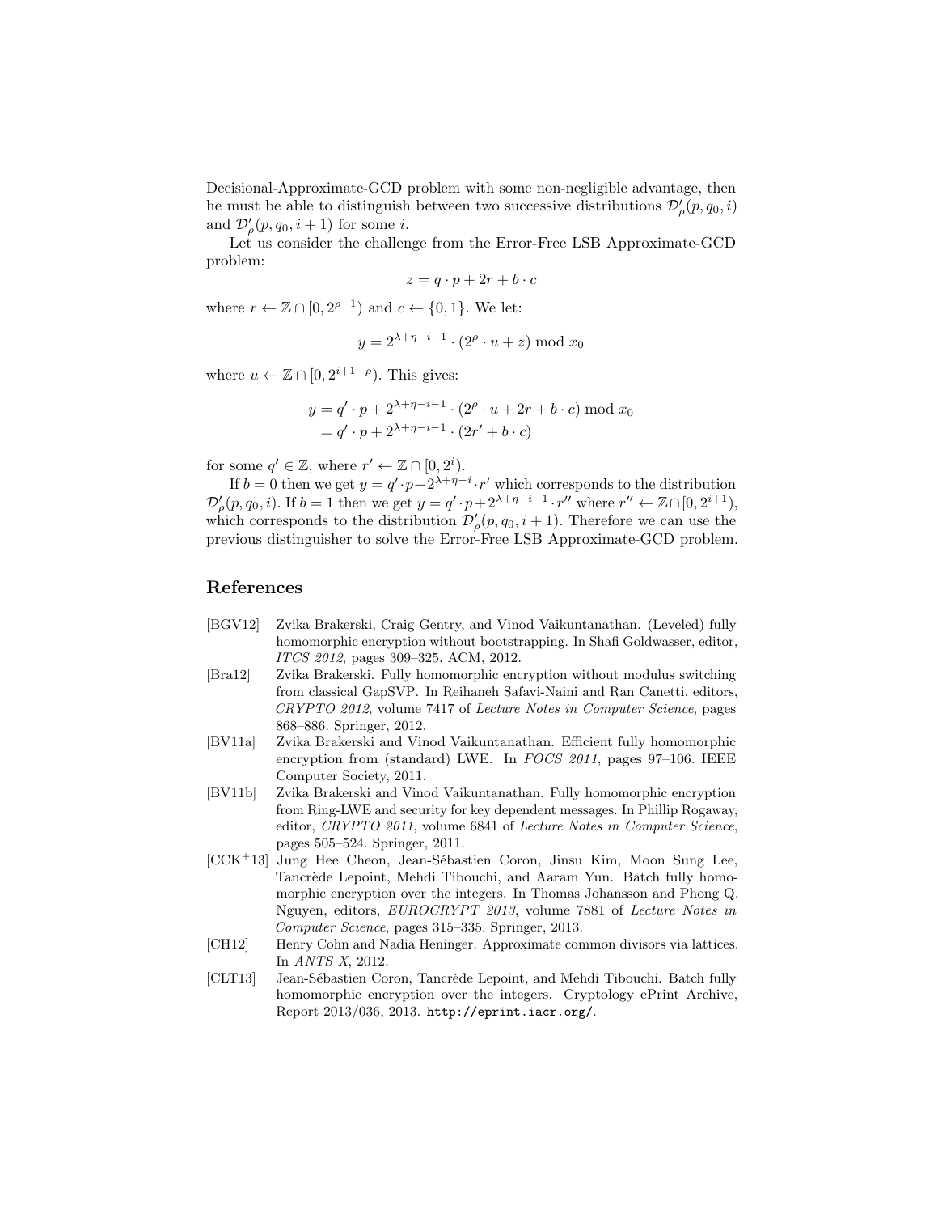Decisional-Approximate-GCD problem with some non-negligible advantage, then he must be able to distinguish between two successive distributions $\mathcal{D}'_\rho(p, q_0, i)$ and $\mathcal{D}'_\rho(p, q_0, i+1)$ for some $i$.

Let us consider the challenge from the Error-Free LSB Approximate-GCD problem:

$$z = q \cdot p + 2r + b \cdot c$$

where $r \leftarrow \mathbb{Z} \cap [0, 2^{\rho-1})$ and $c \leftarrow \{0, 1\}$. We let:

$$y = 2^{\lambda+\eta-i-1} \cdot (2^\rho \cdot u + z) \bmod x_0$$

where $u \leftarrow \mathbb{Z} \cap [0, 2^{i+1-\rho})$. This gives:

$$\begin{aligned} y &= q' \cdot p + 2^{\lambda+\eta-i-1} \cdot (2^\rho \cdot u + 2r + b \cdot c) \bmod x_0 \\ &= q' \cdot p + 2^{\lambda+\eta-i-1} \cdot (2r' + b \cdot c) \end{aligned}$$

for some $q' \in \mathbb{Z}$, where $r' \leftarrow \mathbb{Z} \cap [0, 2^i)$.

If $b = 0$ then we get $y = q' \cdot p + 2^{\lambda+\eta-i} \cdot r'$ which corresponds to the distribution $\mathcal{D}'_\rho(p, q_0, i)$. If $b = 1$ then we get $y = q' \cdot p + 2^{\lambda+\eta-i-1} \cdot r''$ where $r'' \leftarrow \mathbb{Z} \cap [0, 2^{i+1})$, which corresponds to the distribution $\mathcal{D}'_\rho(p, q_0, i+1)$. Therefore we can use the previous distinguisher to solve the Error-Free LSB Approximate-GCD problem.

## References

- [BGV12] Zvika Brakerski, Craig Gentry, and Vinod Vaikuntanathan. (Leveled) fully homomorphic encryption without bootstrapping. In Shafi Goldwasser, editor, *ITCS 2012*, pages 309–325. ACM, 2012.
- [Bra12] Zvika Brakerski. Fully homomorphic encryption without modulus switching from classical GapSVP. In Reihaneh Safavi-Naini and Ran Canetti, editors, *CRYPTO 2012*, volume 7417 of *Lecture Notes in Computer Science*, pages 868–886. Springer, 2012.
- [BV11a] Zvika Brakerski and Vinod Vaikuntanathan. Efficient fully homomorphic encryption from (standard) LWE. In *FOCS 2011*, pages 97–106. IEEE Computer Society, 2011.
- [BV11b] Zvika Brakerski and Vinod Vaikuntanathan. Fully homomorphic encryption from Ring-LWE and security for key dependent messages. In Phillip Rogaway, editor, *CRYPTO 2011*, volume 6841 of *Lecture Notes in Computer Science*, pages 505–524. Springer, 2011.
- [CCK+13] Jung Hee Cheon, Jean-Sébastien Coron, Jinsu Kim, Moon Sung Lee, Tancrède Lepoint, Mehdi Tibouchi, and Aaram Yun. Batch fully homomorphic encryption over the integers. In Thomas Johansson and Phong Q. Nguyen, editors, *EUROCRYPT 2013*, volume 7881 of *Lecture Notes in Computer Science*, pages 315–335. Springer, 2013.
- [CH12] Henry Cohn and Nadia Heninger. Approximate common divisors via lattices. In *ANTS X*, 2012.
- [CLT13] Jean-Sébastien Coron, Tancrède Lepoint, and Mehdi Tibouchi. Batch fully homomorphic encryption over the integers. Cryptology ePrint Archive, Report 2013/036, 2013. `http://eprint.iacr.org/`.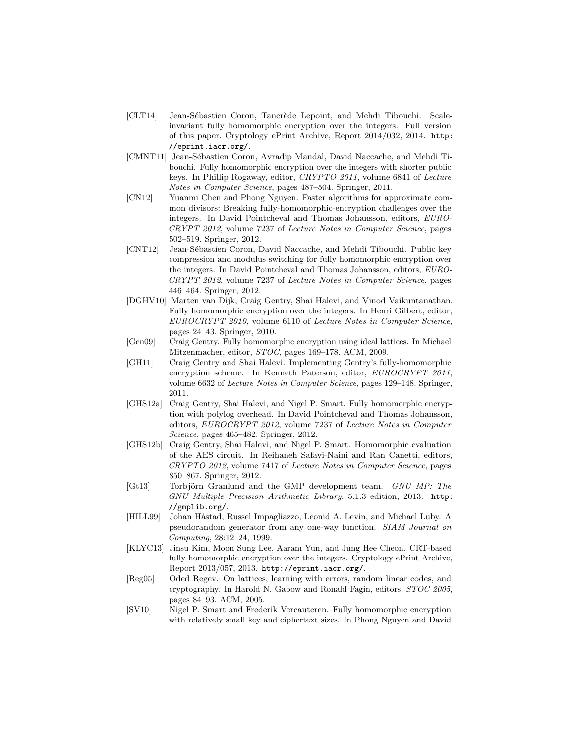[CLT14] Jean-Sébastien Coron, Tancrède Lepoint, and Mehdi Tibouchi. Scale-invariant fully homomorphic encryption over the integers. Full version of this paper. Cryptology ePrint Archive, Report 2014/032, 2014. `http://eprint.iacr.org/`.

[CMNT11] Jean-Sébastien Coron, Avradip Mandal, David Naccache, and Mehdi Tibouchi. Fully homomorphic encryption over the integers with shorter public keys. In Phillip Rogaway, editor, *CRYPTO 2011*, volume 6841 of *Lecture Notes in Computer Science*, pages 487–504. Springer, 2011.

[CN12] Yuanmi Chen and Phong Nguyen. Faster algorithms for approximate common divisors: Breaking fully-homomorphic-encryption challenges over the integers. In David Pointcheval and Thomas Johansson, editors, *EUROCRYPT 2012*, volume 7237 of *Lecture Notes in Computer Science*, pages 502–519. Springer, 2012.

[CNT12] Jean-Sébastien Coron, David Naccache, and Mehdi Tibouchi. Public key compression and modulus switching for fully homomorphic encryption over the integers. In David Pointcheval and Thomas Johansson, editors, *EUROCRYPT 2012*, volume 7237 of *Lecture Notes in Computer Science*, pages 446–464. Springer, 2012.

[DGHV10] Marten van Dijk, Craig Gentry, Shai Halevi, and Vinod Vaikuntanathan. Fully homomorphic encryption over the integers. In Henri Gilbert, editor, *EUROCRYPT 2010*, volume 6110 of *Lecture Notes in Computer Science*, pages 24–43. Springer, 2010.

[Gen09] Craig Gentry. Fully homomorphic encryption using ideal lattices. In Michael Mitzenmacher, editor, *STOC*, pages 169–178. ACM, 2009.

[GH11] Craig Gentry and Shai Halevi. Implementing Gentry's fully-homomorphic encryption scheme. In Kenneth Paterson, editor, *EUROCRYPT 2011*, volume 6632 of *Lecture Notes in Computer Science*, pages 129–148. Springer, 2011.

[GHS12a] Craig Gentry, Shai Halevi, and Nigel P. Smart. Fully homomorphic encryption with polylog overhead. In David Pointcheval and Thomas Johansson, editors, *EUROCRYPT 2012*, volume 7237 of *Lecture Notes in Computer Science*, pages 465–482. Springer, 2012.

[GHS12b] Craig Gentry, Shai Halevi, and Nigel P. Smart. Homomorphic evaluation of the AES circuit. In Reihaneh Safavi-Naini and Ran Canetti, editors, *CRYPTO 2012*, volume 7417 of *Lecture Notes in Computer Science*, pages 850–867. Springer, 2012.

[Gt13] Torbjörn Granlund and the GMP development team. *GNU MP: The GNU Multiple Precision Arithmetic Library*, 5.1.3 edition, 2013. `http://gmplib.org/`.

[HILL99] Johan Håstad, Russel Impagliazzo, Leonid A. Levin, and Michael Luby. A pseudorandom generator from any one-way function. *SIAM Journal on Computing*, 28:12–24, 1999.

[KLYC13] Jinsu Kim, Moon Sung Lee, Aaram Yun, and Jung Hee Cheon. CRT-based fully homomorphic encryption over the integers. Cryptology ePrint Archive, Report 2013/057, 2013. `http://eprint.iacr.org/`.

[Reg05] Oded Regev. On lattices, learning with errors, random linear codes, and cryptography. In Harold N. Gabow and Ronald Fagin, editors, *STOC 2005*, pages 84–93. ACM, 2005.

[SV10] Nigel P. Smart and Frederik Vercauteren. Fully homomorphic encryption with relatively small key and ciphertext sizes. In Phong Nguyen and David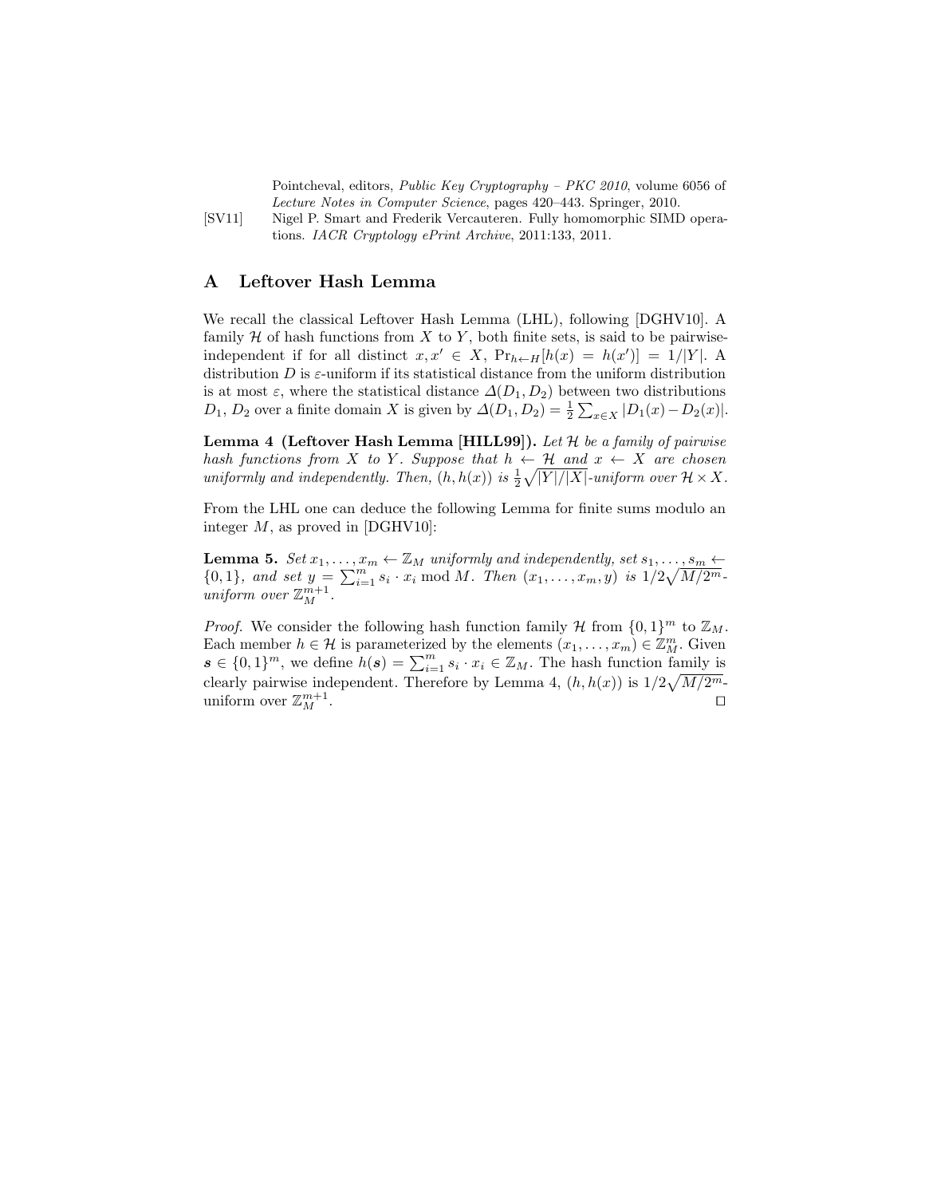Pointcheval, editors, *Public Key Cryptography – PKC 2010*, volume 6056 of *Lecture Notes in Computer Science*, pages 420–443. Springer, 2010.

[SV11] Nigel P. Smart and Frederik Vercauteren. Fully homomorphic SIMD operations. *IACR Cryptology ePrint Archive*, 2011:133, 2011.

## A Leftover Hash Lemma

We recall the classical Leftover Hash Lemma (LHL), following [DGHV10]. A family $\mathcal{H}$ of hash functions from $X$ to $Y$, both finite sets, is said to be pairwise-independent if for all distinct $x, x' \in X$, $\Pr_{h \leftarrow H}[h(x) = h(x')] = 1/|Y|$. A distribution $D$ is $\varepsilon$-uniform if its statistical distance from the uniform distribution is at most $\varepsilon$, where the statistical distance $\Delta(D_1, D_2)$ between two distributions $D_1$, $D_2$ over a finite domain $X$ is given by $\Delta(D_1, D_2) = \frac{1}{2}\sum_{x \in X} |D_1(x) - D_2(x)|$.

**Lemma 4 (Leftover Hash Lemma [HILL99]).** *Let $\mathcal{H}$ be a family of pairwise hash functions from $X$ to $Y$. Suppose that $h \leftarrow \mathcal{H}$ and $x \leftarrow X$ are chosen uniformly and independently. Then, $(h, h(x))$ is $\frac{1}{2}\sqrt{|Y|/|X|}$-uniform over $\mathcal{H} \times X$.*

From the LHL one can deduce the following Lemma for finite sums modulo an integer $M$, as proved in [DGHV10]:

**Lemma 5.** *Set $x_1, \ldots, x_m \leftarrow \mathbb{Z}_M$ uniformly and independently, set $s_1, \ldots, s_m \leftarrow \{0, 1\}$, and set $y = \sum_{i=1}^{m} s_i \cdot x_i \bmod M$. Then $(x_1, \ldots, x_m, y)$ is $1/2\sqrt{M/2^m}$-uniform over $\mathbb{Z}_M^{m+1}$.*

*Proof.* We consider the following hash function family $\mathcal{H}$ from $\{0,1\}^m$ to $\mathbb{Z}_M$. Each member $h \in \mathcal{H}$ is parameterized by the elements $(x_1, \ldots, x_m) \in \mathbb{Z}_M^m$. Given $\boldsymbol{s} \in \{0,1\}^m$, we define $h(\boldsymbol{s}) = \sum_{i=1}^{m} s_i \cdot x_i \in \mathbb{Z}_M$. The hash function family is clearly pairwise independent. Therefore by Lemma 4, $(h, h(x))$ is $1/2\sqrt{M/2^m}$-uniform over $\mathbb{Z}_M^{m+1}$. ◻